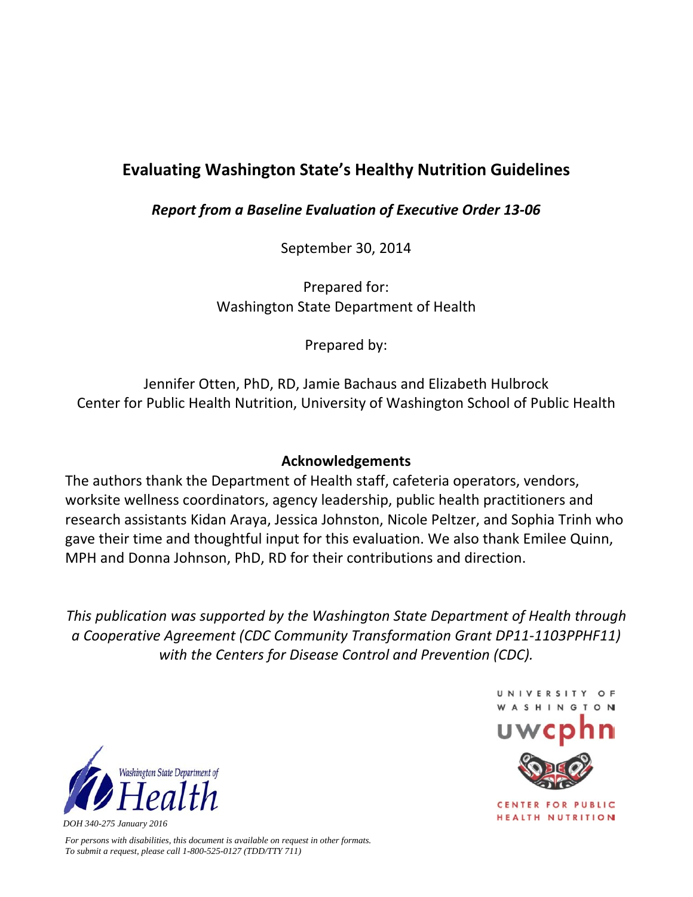# Evaluating Washington State's Healthy Nutrition Guidelines

***Report from a Baseline Evaluation of Executive Order 13-06***

September 30, 2014

Prepared for:
Washington State Department of Health

Prepared by:

Jennifer Otten, PhD, RD, Jamie Bachaus and Elizabeth Hulbrock
Center for Public Health Nutrition, University of Washington School of Public Health

## Acknowledgements

The authors thank the Department of Health staff, cafeteria operators, vendors, worksite wellness coordinators, agency leadership, public health practitioners and research assistants Kidan Araya, Jessica Johnston, Nicole Peltzer, and Sophia Trinh who gave their time and thoughtful input for this evaluation. We also thank Emilee Quinn, MPH and Donna Johnson, PhD, RD for their contributions and direction.

*This publication was supported by the Washington State Department of Health through a Cooperative Agreement (CDC Community Transformation Grant DP11-1103PPHF11) with the Centers for Disease Control and Prevention (CDC).*

Washington State Department of Health

UNIVERSITY OF WASHINGTON
uwcphn
CENTER FOR PUBLIC HEALTH NUTRITION

*DOH 340-275 January 2016*

*For persons with disabilities, this document is available on request in other formats. To submit a request, please call 1-800-525-0127 (TDD/TTY 711)*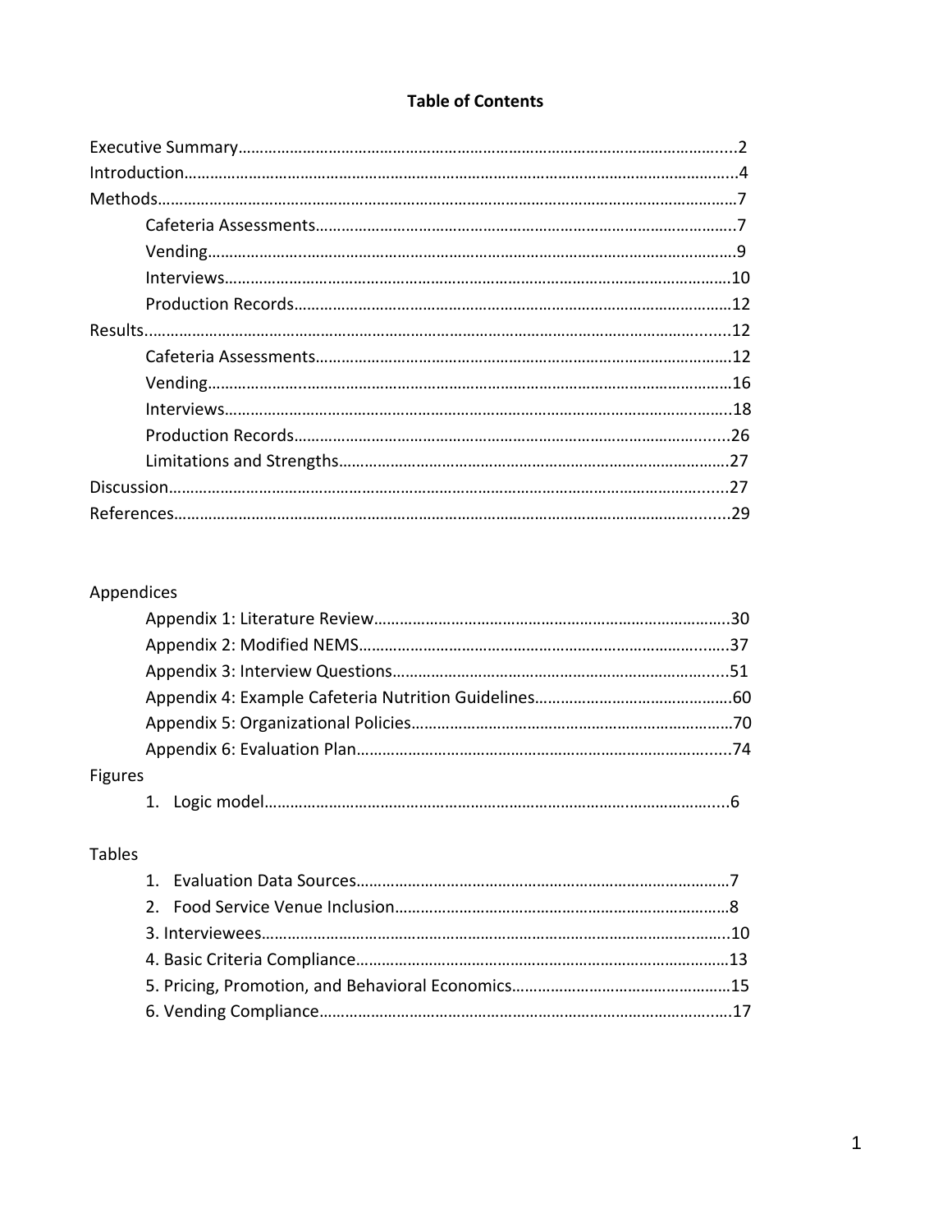**Table of Contents**

Executive Summary......2
Introduction......4
Methods......7
    Cafeteria Assessments......7
    Vending......9
    Interviews......10
    Production Records......12
Results......12
    Cafeteria Assessments......12
    Vending......16
    Interviews......18
    Production Records......26
    Limitations and Strengths......27
Discussion......27
References......29

Appendices
    Appendix 1: Literature Review......30
    Appendix 2: Modified NEMS......37
    Appendix 3: Interview Questions......51
    Appendix 4: Example Cafeteria Nutrition Guidelines......60
    Appendix 5: Organizational Policies......70
    Appendix 6: Evaluation Plan......74

Figures
    1. Logic model......6

Tables
    1. Evaluation Data Sources......7
    2. Food Service Venue Inclusion......8
    3. Interviewees......10
    4. Basic Criteria Compliance......13
    5. Pricing, Promotion, and Behavioral Economics......15
    6. Vending Compliance......17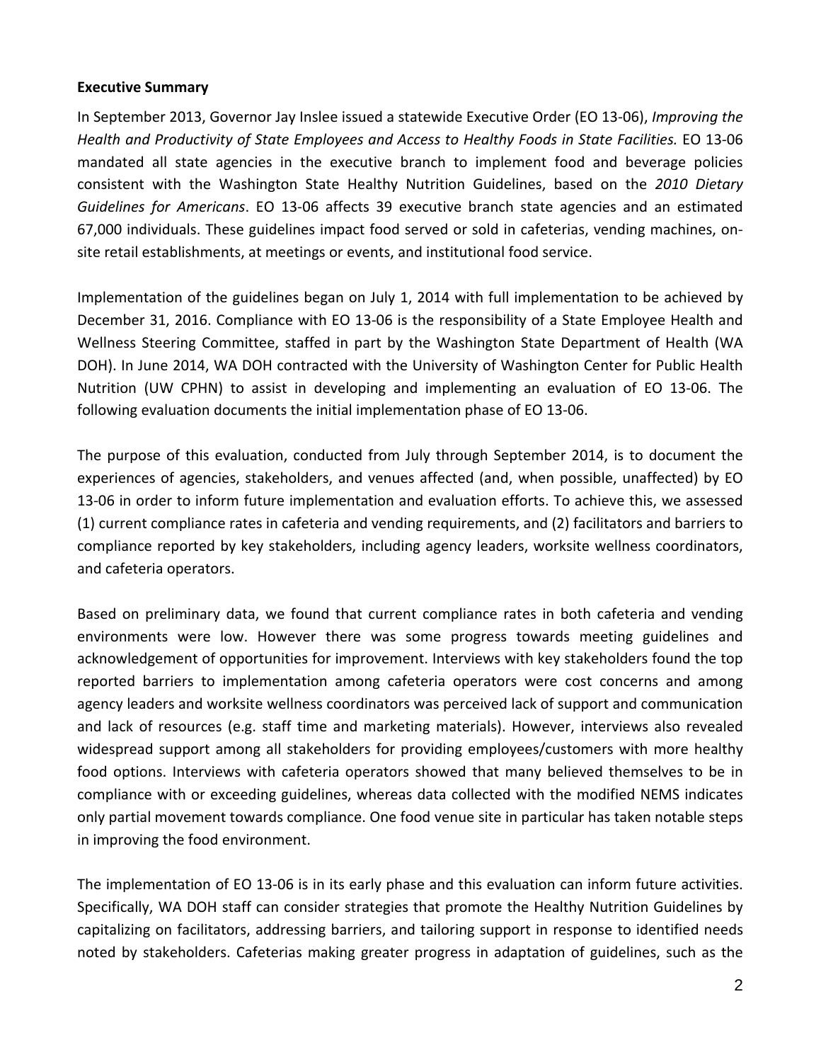**Executive Summary**

In September 2013, Governor Jay Inslee issued a statewide Executive Order (EO 13-06), *Improving the Health and Productivity of State Employees and Access to Healthy Foods in State Facilities.* EO 13-06 mandated all state agencies in the executive branch to implement food and beverage policies consistent with the Washington State Healthy Nutrition Guidelines, based on the *2010 Dietary Guidelines for Americans*. EO 13-06 affects 39 executive branch state agencies and an estimated 67,000 individuals. These guidelines impact food served or sold in cafeterias, vending machines, on-site retail establishments, at meetings or events, and institutional food service.

Implementation of the guidelines began on July 1, 2014 with full implementation to be achieved by December 31, 2016. Compliance with EO 13-06 is the responsibility of a State Employee Health and Wellness Steering Committee, staffed in part by the Washington State Department of Health (WA DOH). In June 2014, WA DOH contracted with the University of Washington Center for Public Health Nutrition (UW CPHN) to assist in developing and implementing an evaluation of EO 13-06. The following evaluation documents the initial implementation phase of EO 13-06.

The purpose of this evaluation, conducted from July through September 2014, is to document the experiences of agencies, stakeholders, and venues affected (and, when possible, unaffected) by EO 13-06 in order to inform future implementation and evaluation efforts. To achieve this, we assessed (1) current compliance rates in cafeteria and vending requirements, and (2) facilitators and barriers to compliance reported by key stakeholders, including agency leaders, worksite wellness coordinators, and cafeteria operators.

Based on preliminary data, we found that current compliance rates in both cafeteria and vending environments were low. However there was some progress towards meeting guidelines and acknowledgement of opportunities for improvement. Interviews with key stakeholders found the top reported barriers to implementation among cafeteria operators were cost concerns and among agency leaders and worksite wellness coordinators was perceived lack of support and communication and lack of resources (e.g. staff time and marketing materials). However, interviews also revealed widespread support among all stakeholders for providing employees/customers with more healthy food options. Interviews with cafeteria operators showed that many believed themselves to be in compliance with or exceeding guidelines, whereas data collected with the modified NEMS indicates only partial movement towards compliance. One food venue site in particular has taken notable steps in improving the food environment.

The implementation of EO 13-06 is in its early phase and this evaluation can inform future activities. Specifically, WA DOH staff can consider strategies that promote the Healthy Nutrition Guidelines by capitalizing on facilitators, addressing barriers, and tailoring support in response to identified needs noted by stakeholders. Cafeterias making greater progress in adaptation of guidelines, such as the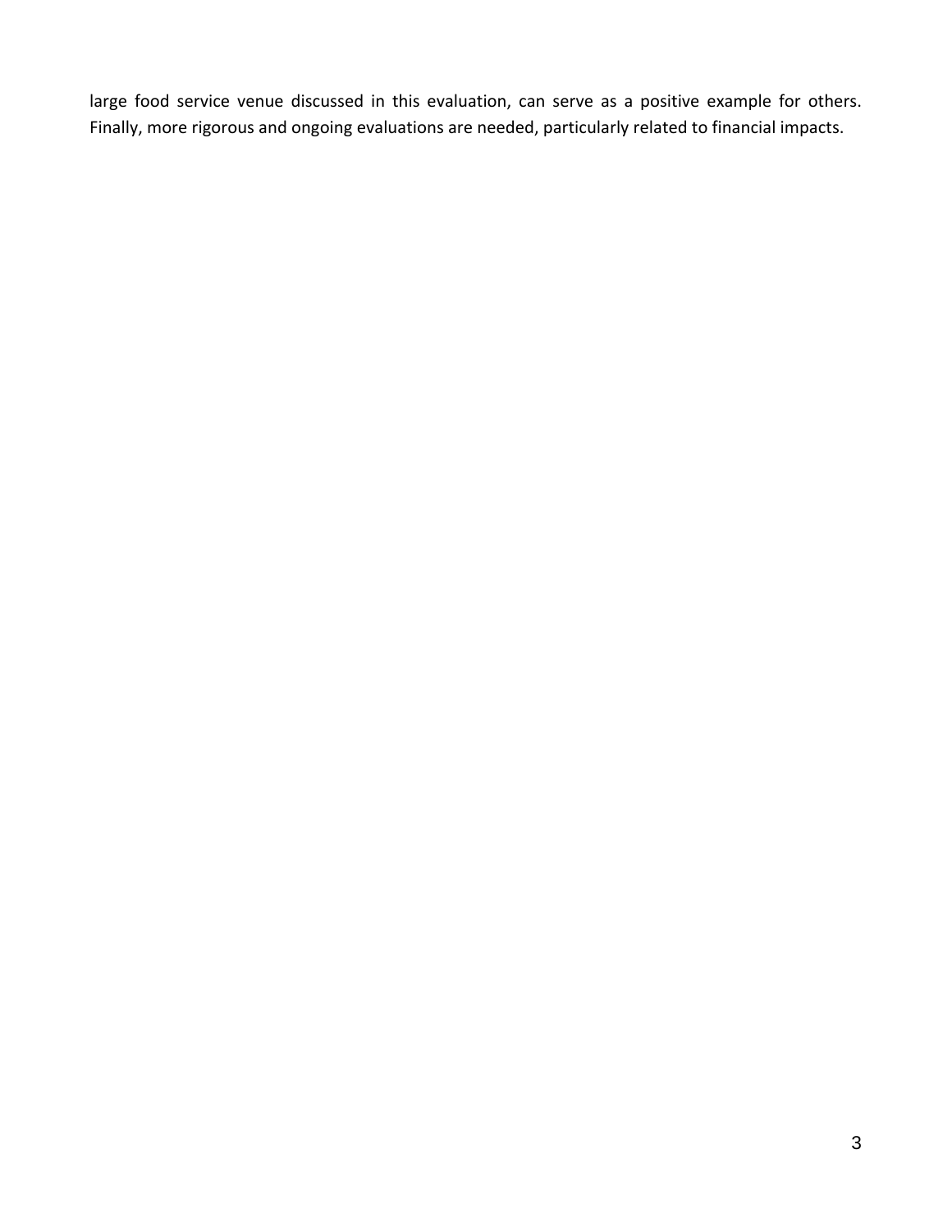large food service venue discussed in this evaluation, can serve as a positive example for others. Finally, more rigorous and ongoing evaluations are needed, particularly related to financial impacts.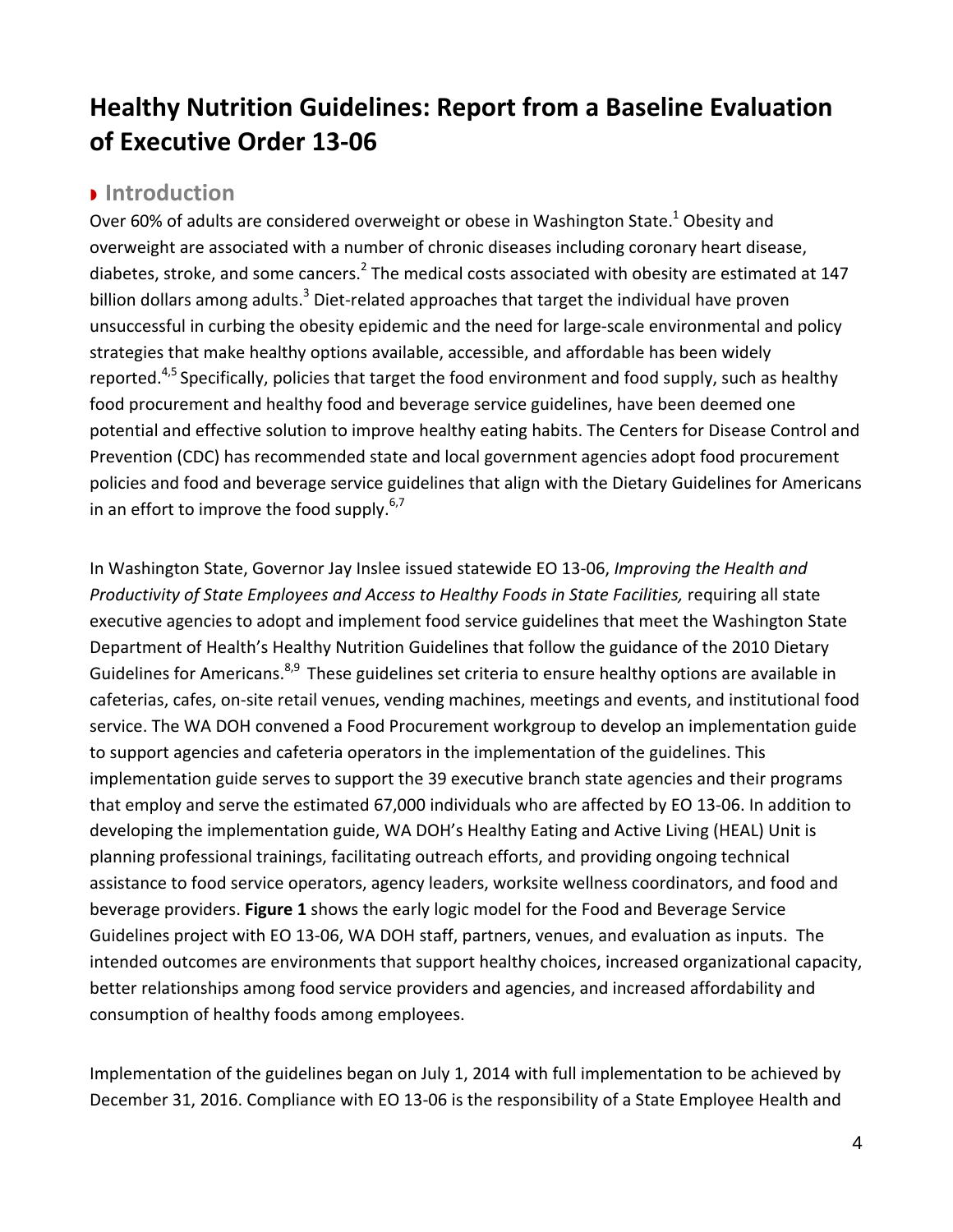# Healthy Nutrition Guidelines: Report from a Baseline Evaluation of Executive Order 13-06

## Introduction

Over 60% of adults are considered overweight or obese in Washington State.[1] Obesity and overweight are associated with a number of chronic diseases including coronary heart disease, diabetes, stroke, and some cancers.[2] The medical costs associated with obesity are estimated at 147 billion dollars among adults.[3] Diet-related approaches that target the individual have proven unsuccessful in curbing the obesity epidemic and the need for large-scale environmental and policy strategies that make healthy options available, accessible, and affordable has been widely reported.[4,5] Specifically, policies that target the food environment and food supply, such as healthy food procurement and healthy food and beverage service guidelines, have been deemed one potential and effective solution to improve healthy eating habits. The Centers for Disease Control and Prevention (CDC) has recommended state and local government agencies adopt food procurement policies and food and beverage service guidelines that align with the Dietary Guidelines for Americans in an effort to improve the food supply.[6,7]

In Washington State, Governor Jay Inslee issued statewide EO 13-06, *Improving the Health and Productivity of State Employees and Access to Healthy Foods in State Facilities,* requiring all state executive agencies to adopt and implement food service guidelines that meet the Washington State Department of Health's Healthy Nutrition Guidelines that follow the guidance of the 2010 Dietary Guidelines for Americans.[8,9] These guidelines set criteria to ensure healthy options are available in cafeterias, cafes, on-site retail venues, vending machines, meetings and events, and institutional food service. The WA DOH convened a Food Procurement workgroup to develop an implementation guide to support agencies and cafeteria operators in the implementation of the guidelines. This implementation guide serves to support the 39 executive branch state agencies and their programs that employ and serve the estimated 67,000 individuals who are affected by EO 13-06. In addition to developing the implementation guide, WA DOH's Healthy Eating and Active Living (HEAL) Unit is planning professional trainings, facilitating outreach efforts, and providing ongoing technical assistance to food service operators, agency leaders, worksite wellness coordinators, and food and beverage providers. **Figure 1** shows the early logic model for the Food and Beverage Service Guidelines project with EO 13-06, WA DOH staff, partners, venues, and evaluation as inputs. The intended outcomes are environments that support healthy choices, increased organizational capacity, better relationships among food service providers and agencies, and increased affordability and consumption of healthy foods among employees.

Implementation of the guidelines began on July 1, 2014 with full implementation to be achieved by December 31, 2016. Compliance with EO 13-06 is the responsibility of a State Employee Health and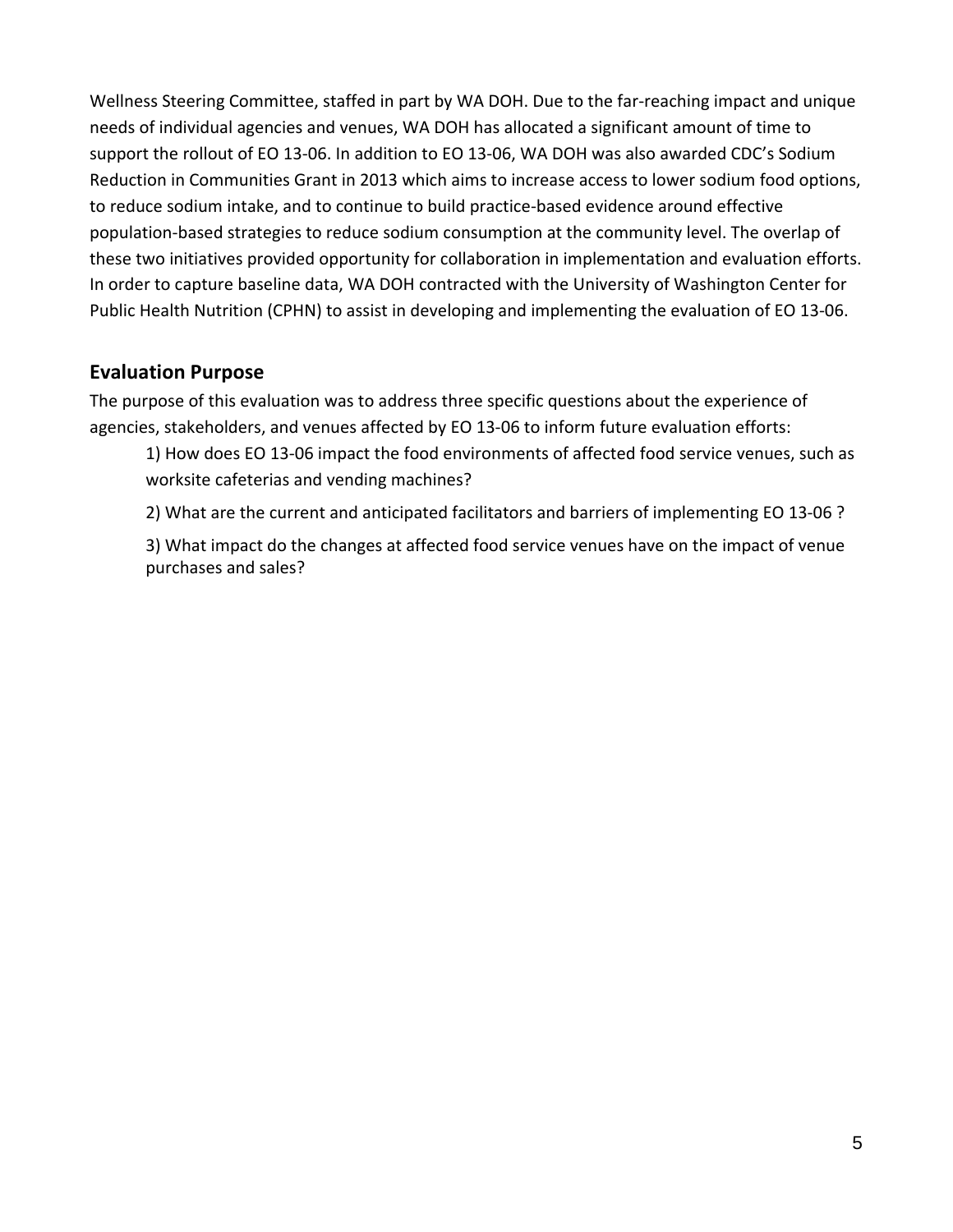Wellness Steering Committee, staffed in part by WA DOH. Due to the far-reaching impact and unique needs of individual agencies and venues, WA DOH has allocated a significant amount of time to support the rollout of EO 13-06. In addition to EO 13-06, WA DOH was also awarded CDC's Sodium Reduction in Communities Grant in 2013 which aims to increase access to lower sodium food options, to reduce sodium intake, and to continue to build practice-based evidence around effective population-based strategies to reduce sodium consumption at the community level. The overlap of these two initiatives provided opportunity for collaboration in implementation and evaluation efforts. In order to capture baseline data, WA DOH contracted with the University of Washington Center for Public Health Nutrition (CPHN) to assist in developing and implementing the evaluation of EO 13-06.

## Evaluation Purpose

The purpose of this evaluation was to address three specific questions about the experience of agencies, stakeholders, and venues affected by EO 13-06 to inform future evaluation efforts:

1) How does EO 13-06 impact the food environments of affected food service venues, such as worksite cafeterias and vending machines?

2) What are the current and anticipated facilitators and barriers of implementing EO 13-06 ?

3) What impact do the changes at affected food service venues have on the impact of venue purchases and sales?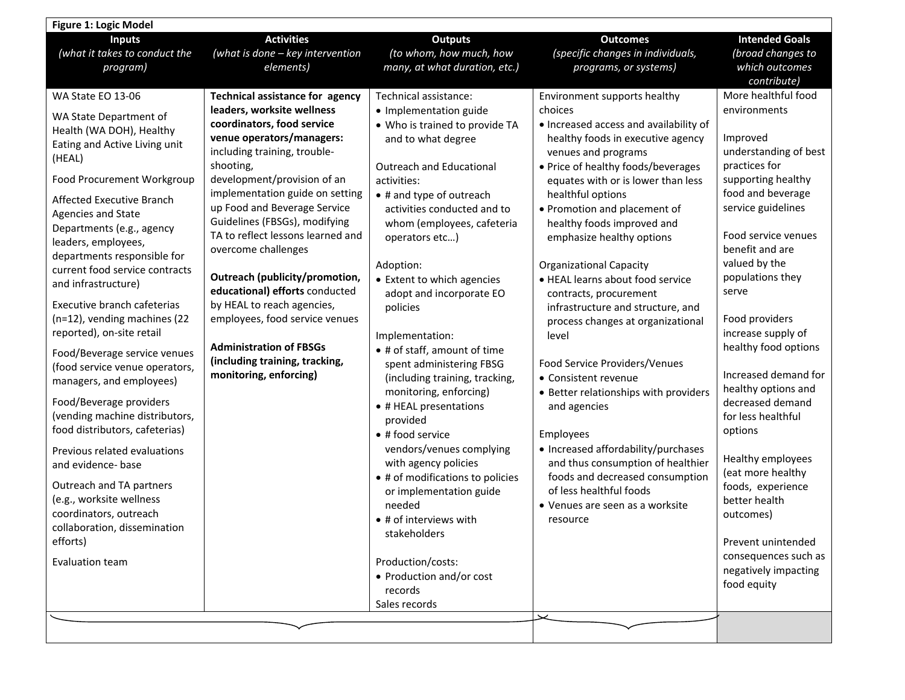**Figure 1: Logic Model**

| Inputs<br>*(what it takes to conduct the program)* | Activities<br>*(what is done – key intervention elements)* | Outputs<br>*(to whom, how much, how many, at what duration, etc.)* | Outcomes<br>*(specific changes in individuals, programs, or systems)* | Intended Goals<br>*(broad changes to which outcomes contribute)* |
|---|---|---|---|---|
| WA State EO 13-06<br><br>WA State Department of Health (WA DOH), Healthy Eating and Active Living unit (HEAL)<br><br>Food Procurement Workgroup<br><br>Affected Executive Branch Agencies and State Departments (e.g., agency leaders, employees, departments responsible for current food service contracts and infrastructure)<br><br>Executive branch cafeterias (n=12), vending machines (22 reported), on-site retail<br><br>Food/Beverage service venues (food service venue operators, managers, and employees)<br><br>Food/Beverage providers (vending machine distributors, food distributors, cafeterias)<br><br>Previous related evaluations and evidence- base<br><br>Outreach and TA partners (e.g., worksite wellness coordinators, outreach collaboration, dissemination efforts)<br><br>Evaluation team | **Technical assistance for agency leaders, worksite wellness coordinators, food service venue operators/managers:** including training, trouble-shooting, development/provision of an implementation guide on setting up Food and Beverage Service Guidelines (FBSGs), modifying TA to reflect lessons learned and overcome challenges<br><br>**Outreach (publicity/promotion, educational) efforts** conducted by HEAL to reach agencies, employees, food service venues<br><br>**Administration of FBSGs (including training, tracking, monitoring, enforcing)** | Technical assistance:<br>• Implementation guide<br>• Who is trained to provide TA and to what degree<br><br>Outreach and Educational activities:<br>• # and type of outreach activities conducted and to whom (employees, cafeteria operators etc…)<br><br>Adoption:<br>• Extent to which agencies adopt and incorporate EO policies<br><br>Implementation:<br>• # of staff, amount of time spent administering FBSG (including training, tracking, monitoring, enforcing)<br>• # HEAL presentations provided<br>• # food service vendors/venues complying with agency policies<br>• # of modifications to policies or implementation guide needed<br>• # of interviews with stakeholders<br><br>Production/costs:<br>• Production and/or cost records<br>Sales records | Environment supports healthy choices<br>• Increased access and availability of healthy foods in executive agency venues and programs<br>• Price of healthy foods/beverages equates with or is lower than less healthful options<br>• Promotion and placement of healthy foods improved and emphasize healthy options<br><br>Organizational Capacity<br>• HEAL learns about food service contracts, procurement infrastructure and structure, and process changes at organizational level<br><br>Food Service Providers/Venues<br>• Consistent revenue<br>• Better relationships with providers and agencies<br><br>Employees<br>• Increased affordability/purchases and thus consumption of healthier foods and decreased consumption of less healthful foods<br>• Venues are seen as a worksite resource | More healthful food environments<br><br>Improved understanding of best practices for supporting healthy food and beverage service guidelines<br><br>Food service venues benefit and are valued by the populations they serve<br><br>Food providers increase supply of healthy food options<br><br>Increased demand for healthy options and decreased demand for less healthful options<br><br>Healthy employees (eat more healthy foods, experience better health outcomes)<br><br>Prevent unintended consequences such as negatively impacting food equity |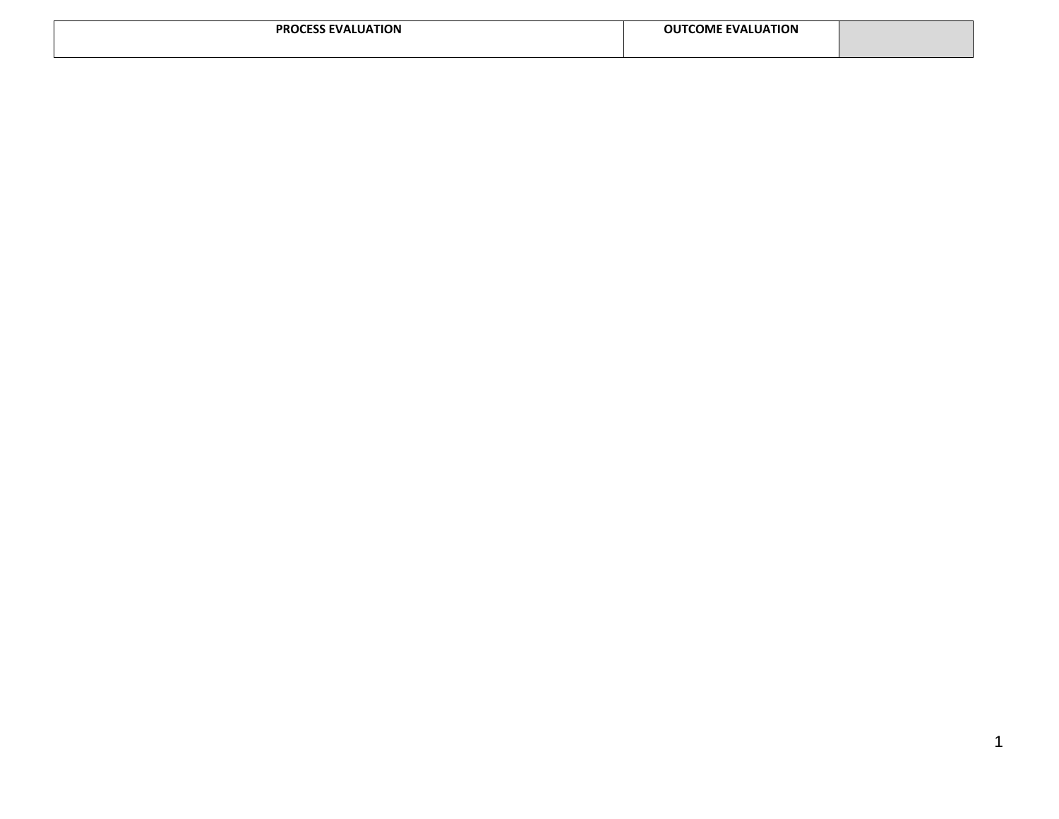| PROCESS EVALUATION | OUTCOME EVALUATION | |
|---|---|---|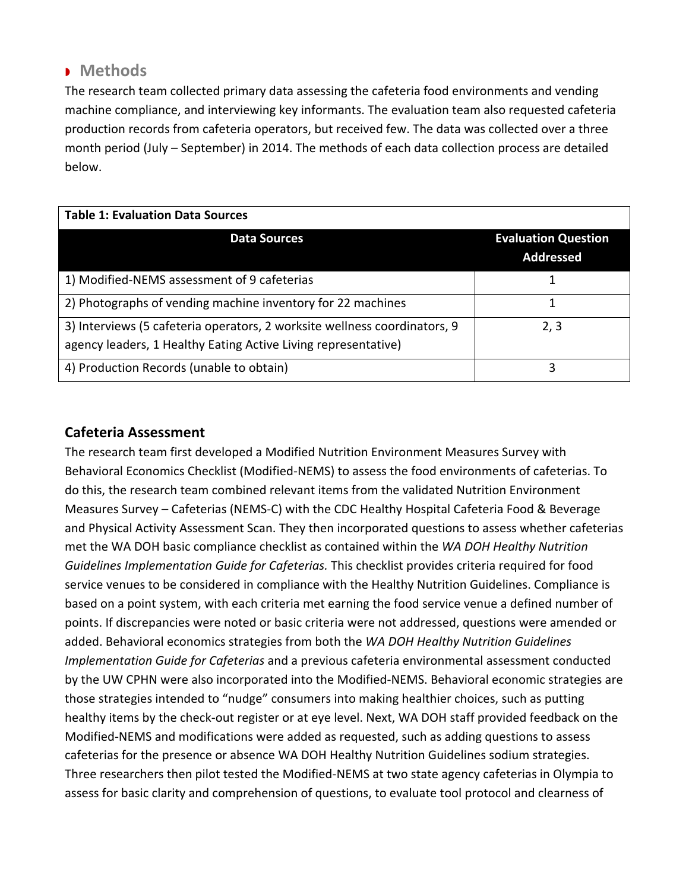## Methods

The research team collected primary data assessing the cafeteria food environments and vending machine compliance, and interviewing key informants. The evaluation team also requested cafeteria production records from cafeteria operators, but received few. The data was collected over a three month period (July – September) in 2014. The methods of each data collection process are detailed below.

**Table 1: Evaluation Data Sources**

| Data Sources | Evaluation Question Addressed |
|---|---|
| 1) Modified-NEMS assessment of 9 cafeterias | 1 |
| 2) Photographs of vending machine inventory for 22 machines | 1 |
| 3) Interviews (5 cafeteria operators, 2 worksite wellness coordinators, 9 agency leaders, 1 Healthy Eating Active Living representative) | 2, 3 |
| 4) Production Records (unable to obtain) | 3 |

### Cafeteria Assessment

The research team first developed a Modified Nutrition Environment Measures Survey with Behavioral Economics Checklist (Modified-NEMS) to assess the food environments of cafeterias. To do this, the research team combined relevant items from the validated Nutrition Environment Measures Survey – Cafeterias (NEMS-C) with the CDC Healthy Hospital Cafeteria Food & Beverage and Physical Activity Assessment Scan. They then incorporated questions to assess whether cafeterias met the WA DOH basic compliance checklist as contained within the *WA DOH Healthy Nutrition Guidelines Implementation Guide for Cafeterias.* This checklist provides criteria required for food service venues to be considered in compliance with the Healthy Nutrition Guidelines. Compliance is based on a point system, with each criteria met earning the food service venue a defined number of points. If discrepancies were noted or basic criteria were not addressed, questions were amended or added. Behavioral economics strategies from both the *WA DOH Healthy Nutrition Guidelines Implementation Guide for Cafeterias* and a previous cafeteria environmental assessment conducted by the UW CPHN were also incorporated into the Modified-NEMS. Behavioral economic strategies are those strategies intended to "nudge" consumers into making healthier choices, such as putting healthy items by the check-out register or at eye level. Next, WA DOH staff provided feedback on the Modified-NEMS and modifications were added as requested, such as adding questions to assess cafeterias for the presence or absence WA DOH Healthy Nutrition Guidelines sodium strategies. Three researchers then pilot tested the Modified-NEMS at two state agency cafeterias in Olympia to assess for basic clarity and comprehension of questions, to evaluate tool protocol and clearness of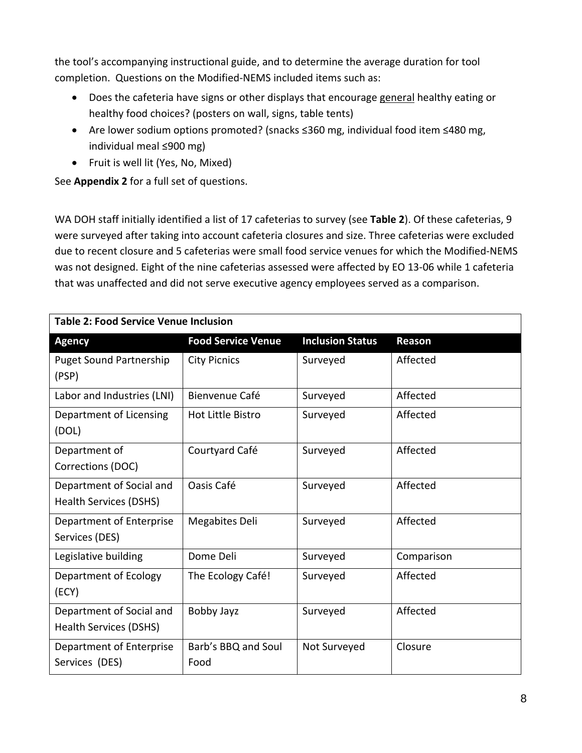the tool's accompanying instructional guide, and to determine the average duration for tool completion. Questions on the Modified-NEMS included items such as:

- Does the cafeteria have signs or other displays that encourage general healthy eating or healthy food choices? (posters on wall, signs, table tents)
- Are lower sodium options promoted? (snacks ≤360 mg, individual food item ≤480 mg, individual meal ≤900 mg)
- Fruit is well lit (Yes, No, Mixed)

See **Appendix 2** for a full set of questions.

WA DOH staff initially identified a list of 17 cafeterias to survey (see **Table 2**). Of these cafeterias, 9 were surveyed after taking into account cafeteria closures and size. Three cafeterias were excluded due to recent closure and 5 cafeterias were small food service venues for which the Modified-NEMS was not designed. Eight of the nine cafeterias assessed were affected by EO 13-06 while 1 cafeteria that was unaffected and did not serve executive agency employees served as a comparison.

**Table 2: Food Service Venue Inclusion**

| Agency | Food Service Venue | Inclusion Status | Reason |
|---|---|---|---|
| Puget Sound Partnership (PSP) | City Picnics | Surveyed | Affected |
| Labor and Industries (LNI) | Bienvenue Café | Surveyed | Affected |
| Department of Licensing (DOL) | Hot Little Bistro | Surveyed | Affected |
| Department of Corrections (DOC) | Courtyard Café | Surveyed | Affected |
| Department of Social and Health Services (DSHS) | Oasis Café | Surveyed | Affected |
| Department of Enterprise Services (DES) | Megabites Deli | Surveyed | Affected |
| Legislative building | Dome Deli | Surveyed | Comparison |
| Department of Ecology (ECY) | The Ecology Café! | Surveyed | Affected |
| Department of Social and Health Services (DSHS) | Bobby Jayz | Surveyed | Affected |
| Department of Enterprise Services (DES) | Barb's BBQ and Soul Food | Not Surveyed | Closure |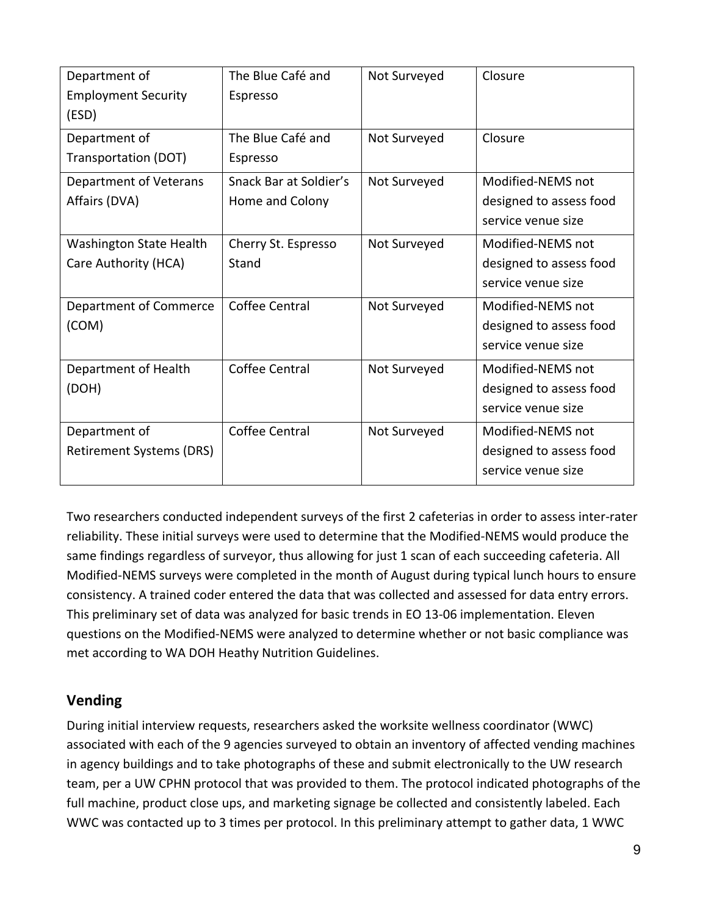| Department of Employment Security (ESD) | The Blue Café and Espresso | Not Surveyed | Closure |
|---|---|---|---|
| Department of Transportation (DOT) | The Blue Café and Espresso | Not Surveyed | Closure |
| Department of Veterans Affairs (DVA) | Snack Bar at Soldier's Home and Colony | Not Surveyed | Modified-NEMS not designed to assess food service venue size |
| Washington State Health Care Authority (HCA) | Cherry St. Espresso Stand | Not Surveyed | Modified-NEMS not designed to assess food service venue size |
| Department of Commerce (COM) | Coffee Central | Not Surveyed | Modified-NEMS not designed to assess food service venue size |
| Department of Health (DOH) | Coffee Central | Not Surveyed | Modified-NEMS not designed to assess food service venue size |
| Department of Retirement Systems (DRS) | Coffee Central | Not Surveyed | Modified-NEMS not designed to assess food service venue size |

Two researchers conducted independent surveys of the first 2 cafeterias in order to assess inter-rater reliability. These initial surveys were used to determine that the Modified-NEMS would produce the same findings regardless of surveyor, thus allowing for just 1 scan of each succeeding cafeteria. All Modified-NEMS surveys were completed in the month of August during typical lunch hours to ensure consistency. A trained coder entered the data that was collected and assessed for data entry errors. This preliminary set of data was analyzed for basic trends in EO 13-06 implementation. Eleven questions on the Modified-NEMS were analyzed to determine whether or not basic compliance was met according to WA DOH Heathy Nutrition Guidelines.

## Vending

During initial interview requests, researchers asked the worksite wellness coordinator (WWC) associated with each of the 9 agencies surveyed to obtain an inventory of affected vending machines in agency buildings and to take photographs of these and submit electronically to the UW research team, per a UW CPHN protocol that was provided to them. The protocol indicated photographs of the full machine, product close ups, and marketing signage be collected and consistently labeled. Each WWC was contacted up to 3 times per protocol. In this preliminary attempt to gather data, 1 WWC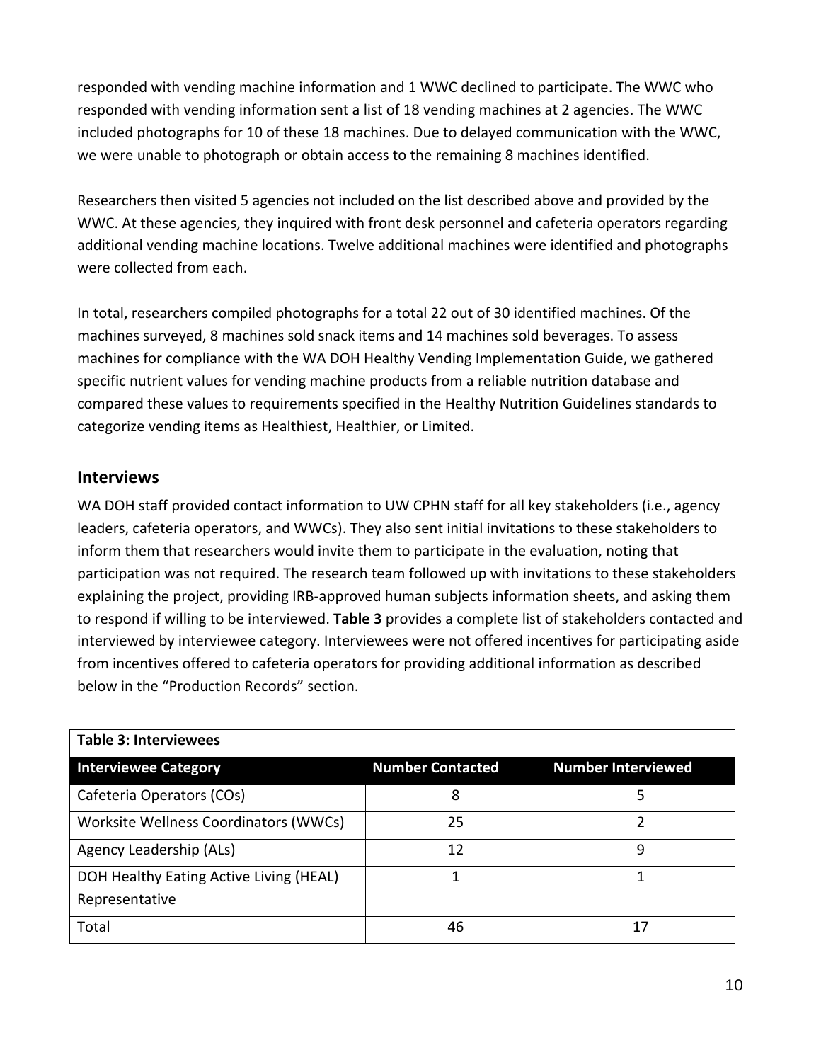responded with vending machine information and 1 WWC declined to participate. The WWC who responded with vending information sent a list of 18 vending machines at 2 agencies. The WWC included photographs for 10 of these 18 machines. Due to delayed communication with the WWC, we were unable to photograph or obtain access to the remaining 8 machines identified.

Researchers then visited 5 agencies not included on the list described above and provided by the WWC. At these agencies, they inquired with front desk personnel and cafeteria operators regarding additional vending machine locations. Twelve additional machines were identified and photographs were collected from each.

In total, researchers compiled photographs for a total 22 out of 30 identified machines. Of the machines surveyed, 8 machines sold snack items and 14 machines sold beverages. To assess machines for compliance with the WA DOH Healthy Vending Implementation Guide, we gathered specific nutrient values for vending machine products from a reliable nutrition database and compared these values to requirements specified in the Healthy Nutrition Guidelines standards to categorize vending items as Healthiest, Healthier, or Limited.

## Interviews

WA DOH staff provided contact information to UW CPHN staff for all key stakeholders (i.e., agency leaders, cafeteria operators, and WWCs). They also sent initial invitations to these stakeholders to inform them that researchers would invite them to participate in the evaluation, noting that participation was not required. The research team followed up with invitations to these stakeholders explaining the project, providing IRB-approved human subjects information sheets, and asking them to respond if willing to be interviewed. **Table 3** provides a complete list of stakeholders contacted and interviewed by interviewee category. Interviewees were not offered incentives for participating aside from incentives offered to cafeteria operators for providing additional information as described below in the "Production Records" section.

**Table 3: Interviewees**

| Interviewee Category | Number Contacted | Number Interviewed |
|---|---|---|
| Cafeteria Operators (COs) | 8 | 5 |
| Worksite Wellness Coordinators (WWCs) | 25 | 2 |
| Agency Leadership (ALs) | 12 | 9 |
| DOH Healthy Eating Active Living (HEAL) Representative | 1 | 1 |
| Total | 46 | 17 |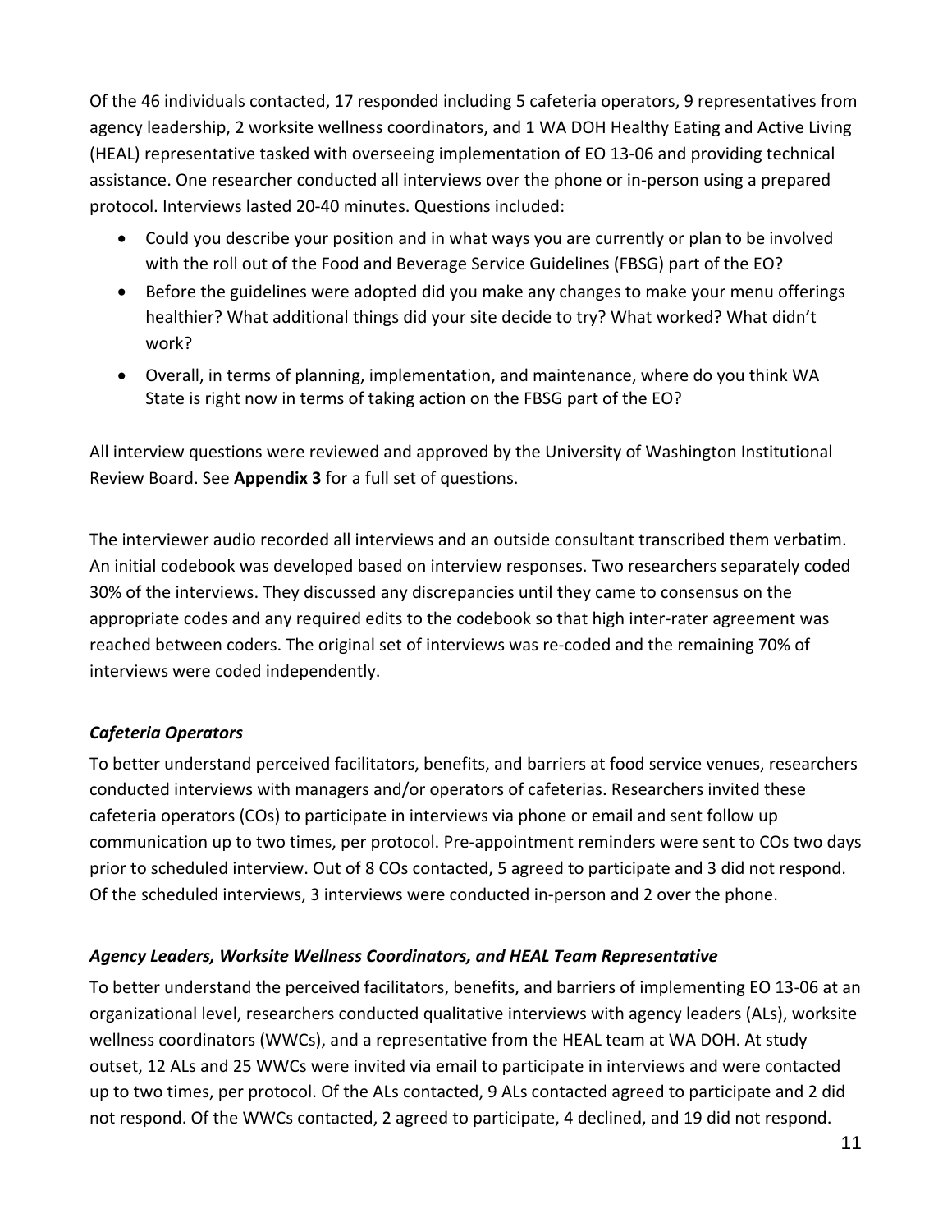Of the 46 individuals contacted, 17 responded including 5 cafeteria operators, 9 representatives from agency leadership, 2 worksite wellness coordinators, and 1 WA DOH Healthy Eating and Active Living (HEAL) representative tasked with overseeing implementation of EO 13-06 and providing technical assistance. One researcher conducted all interviews over the phone or in-person using a prepared protocol. Interviews lasted 20-40 minutes. Questions included:

- Could you describe your position and in what ways you are currently or plan to be involved with the roll out of the Food and Beverage Service Guidelines (FBSG) part of the EO?
- Before the guidelines were adopted did you make any changes to make your menu offerings healthier? What additional things did your site decide to try? What worked? What didn't work?
- Overall, in terms of planning, implementation, and maintenance, where do you think WA State is right now in terms of taking action on the FBSG part of the EO?

All interview questions were reviewed and approved by the University of Washington Institutional Review Board. See **Appendix 3** for a full set of questions.

The interviewer audio recorded all interviews and an outside consultant transcribed them verbatim. An initial codebook was developed based on interview responses. Two researchers separately coded 30% of the interviews. They discussed any discrepancies until they came to consensus on the appropriate codes and any required edits to the codebook so that high inter-rater agreement was reached between coders. The original set of interviews was re-coded and the remaining 70% of interviews were coded independently.

### *Cafeteria Operators*

To better understand perceived facilitators, benefits, and barriers at food service venues, researchers conducted interviews with managers and/or operators of cafeterias. Researchers invited these cafeteria operators (COs) to participate in interviews via phone or email and sent follow up communication up to two times, per protocol. Pre-appointment reminders were sent to COs two days prior to scheduled interview. Out of 8 COs contacted, 5 agreed to participate and 3 did not respond. Of the scheduled interviews, 3 interviews were conducted in-person and 2 over the phone.

### *Agency Leaders, Worksite Wellness Coordinators, and HEAL Team Representative*

To better understand the perceived facilitators, benefits, and barriers of implementing EO 13-06 at an organizational level, researchers conducted qualitative interviews with agency leaders (ALs), worksite wellness coordinators (WWCs), and a representative from the HEAL team at WA DOH. At study outset, 12 ALs and 25 WWCs were invited via email to participate in interviews and were contacted up to two times, per protocol. Of the ALs contacted, 9 ALs contacted agreed to participate and 2 did not respond. Of the WWCs contacted, 2 agreed to participate, 4 declined, and 19 did not respond.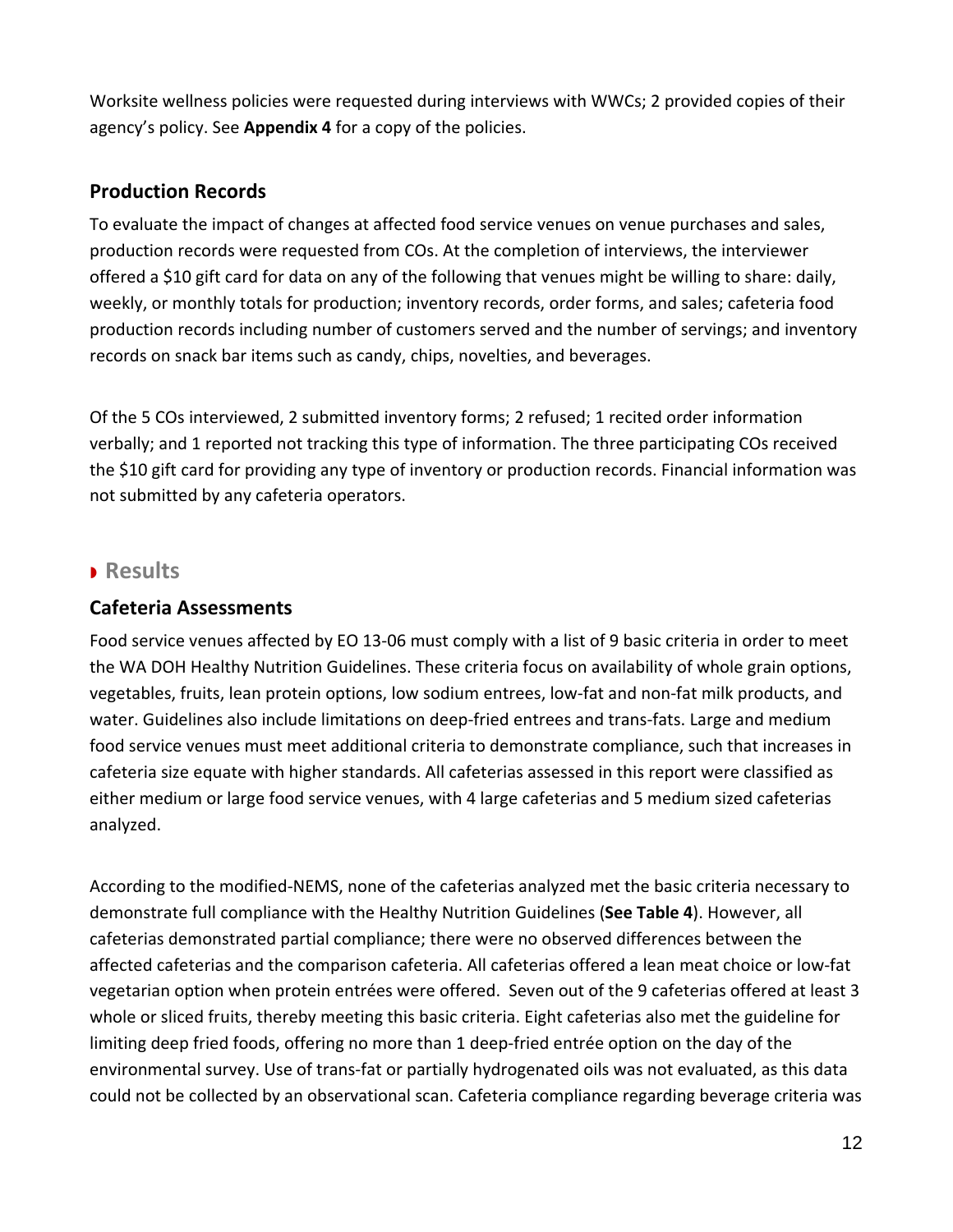Worksite wellness policies were requested during interviews with WWCs; 2 provided copies of their agency's policy. See **Appendix 4** for a copy of the policies.

### Production Records

To evaluate the impact of changes at affected food service venues on venue purchases and sales, production records were requested from COs. At the completion of interviews, the interviewer offered a $10 gift card for data on any of the following that venues might be willing to share: daily, weekly, or monthly totals for production; inventory records, order forms, and sales; cafeteria food production records including number of customers served and the number of servings; and inventory records on snack bar items such as candy, chips, novelties, and beverages.

Of the 5 COs interviewed, 2 submitted inventory forms; 2 refused; 1 recited order information verbally; and 1 reported not tracking this type of information. The three participating COs received the $10 gift card for providing any type of inventory or production records. Financial information was not submitted by any cafeteria operators.

## Results

### Cafeteria Assessments

Food service venues affected by EO 13-06 must comply with a list of 9 basic criteria in order to meet the WA DOH Healthy Nutrition Guidelines. These criteria focus on availability of whole grain options, vegetables, fruits, lean protein options, low sodium entrees, low-fat and non-fat milk products, and water. Guidelines also include limitations on deep-fried entrees and trans-fats. Large and medium food service venues must meet additional criteria to demonstrate compliance, such that increases in cafeteria size equate with higher standards. All cafeterias assessed in this report were classified as either medium or large food service venues, with 4 large cafeterias and 5 medium sized cafeterias analyzed.

According to the modified-NEMS, none of the cafeterias analyzed met the basic criteria necessary to demonstrate full compliance with the Healthy Nutrition Guidelines (**See Table 4**). However, all cafeterias demonstrated partial compliance; there were no observed differences between the affected cafeterias and the comparison cafeteria. All cafeterias offered a lean meat choice or low-fat vegetarian option when protein entrées were offered. Seven out of the 9 cafeterias offered at least 3 whole or sliced fruits, thereby meeting this basic criteria. Eight cafeterias also met the guideline for limiting deep fried foods, offering no more than 1 deep-fried entrée option on the day of the environmental survey. Use of trans-fat or partially hydrogenated oils was not evaluated, as this data could not be collected by an observational scan. Cafeteria compliance regarding beverage criteria was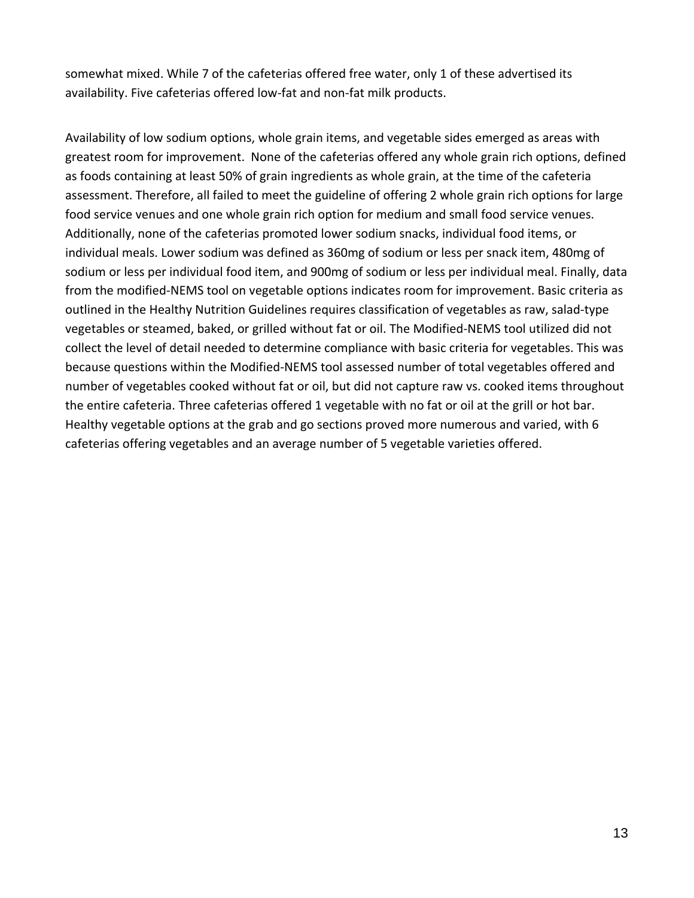somewhat mixed. While 7 of the cafeterias offered free water, only 1 of these advertised its availability. Five cafeterias offered low-fat and non-fat milk products.

Availability of low sodium options, whole grain items, and vegetable sides emerged as areas with greatest room for improvement. None of the cafeterias offered any whole grain rich options, defined as foods containing at least 50% of grain ingredients as whole grain, at the time of the cafeteria assessment. Therefore, all failed to meet the guideline of offering 2 whole grain rich options for large food service venues and one whole grain rich option for medium and small food service venues. Additionally, none of the cafeterias promoted lower sodium snacks, individual food items, or individual meals. Lower sodium was defined as 360mg of sodium or less per snack item, 480mg of sodium or less per individual food item, and 900mg of sodium or less per individual meal. Finally, data from the modified-NEMS tool on vegetable options indicates room for improvement. Basic criteria as outlined in the Healthy Nutrition Guidelines requires classification of vegetables as raw, salad-type vegetables or steamed, baked, or grilled without fat or oil. The Modified-NEMS tool utilized did not collect the level of detail needed to determine compliance with basic criteria for vegetables. This was because questions within the Modified-NEMS tool assessed number of total vegetables offered and number of vegetables cooked without fat or oil, but did not capture raw vs. cooked items throughout the entire cafeteria. Three cafeterias offered 1 vegetable with no fat or oil at the grill or hot bar. Healthy vegetable options at the grab and go sections proved more numerous and varied, with 6 cafeterias offering vegetables and an average number of 5 vegetable varieties offered.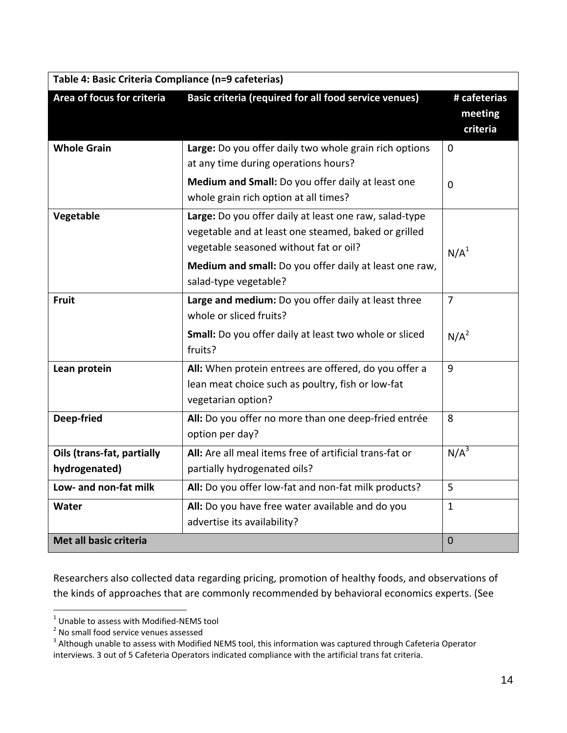| Table 4: Basic Criteria Compliance (n=9 cafeterias) | | |
|---|---|---|
| **Area of focus for criteria** | **Basic criteria (required for all food service venues)** | **# cafeterias meeting criteria** |
| **Whole Grain** | **Large:** Do you offer daily two whole grain rich options at any time during operations hours? | 0 |
| | **Medium and Small:** Do you offer daily at least one whole grain rich option at all times? | 0 |
| **Vegetable** | **Large:** Do you offer daily at least one raw, salad-type vegetable and at least one steamed, baked or grilled vegetable seasoned without fat or oil?<br>**Medium and small:** Do you offer daily at least one raw, salad-type vegetable? | N/A[1] |
| **Fruit** | **Large and medium:** Do you offer daily at least three whole or sliced fruits? | 7 |
| | **Small:** Do you offer daily at least two whole or sliced fruits? | N/A[2] |
| **Lean protein** | **All:** When protein entrees are offered, do you offer a lean meat choice such as poultry, fish or low-fat vegetarian option? | 9 |
| **Deep-fried** | **All:** Do you offer no more than one deep-fried entrée option per day? | 8 |
| **Oils (trans-fat, partially hydrogenated)** | **All:** Are all meal items free of artificial trans-fat or partially hydrogenated oils? | N/A[3] |
| **Low- and non-fat milk** | **All:** Do you offer low-fat and non-fat milk products? | 5 |
| **Water** | **All:** Do you have free water available and do you advertise its availability? | 1 |
| **Met all basic criteria** | | 0 |

Researchers also collected data regarding pricing, promotion of healthy foods, and observations of the kinds of approaches that are commonly recommended by behavioral economics experts. (See

[1] Unable to assess with Modified-NEMS tool

[2] No small food service venues assessed

[3] Although unable to assess with Modified NEMS tool, this information was captured through Cafeteria Operator interviews. 3 out of 5 Cafeteria Operators indicated compliance with the artificial trans fat criteria.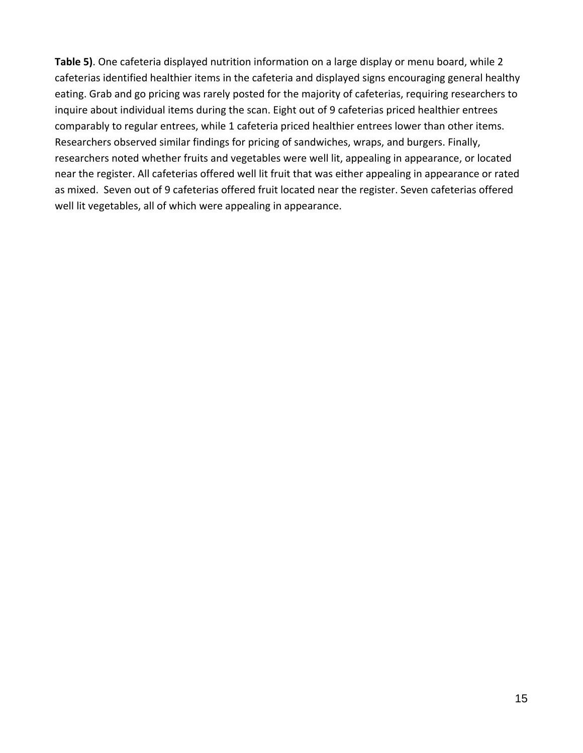**Table 5)**. One cafeteria displayed nutrition information on a large display or menu board, while 2 cafeterias identified healthier items in the cafeteria and displayed signs encouraging general healthy eating. Grab and go pricing was rarely posted for the majority of cafeterias, requiring researchers to inquire about individual items during the scan. Eight out of 9 cafeterias priced healthier entrees comparably to regular entrees, while 1 cafeteria priced healthier entrees lower than other items. Researchers observed similar findings for pricing of sandwiches, wraps, and burgers. Finally, researchers noted whether fruits and vegetables were well lit, appealing in appearance, or located near the register. All cafeterias offered well lit fruit that was either appealing in appearance or rated as mixed. Seven out of 9 cafeterias offered fruit located near the register. Seven cafeterias offered well lit vegetables, all of which were appealing in appearance.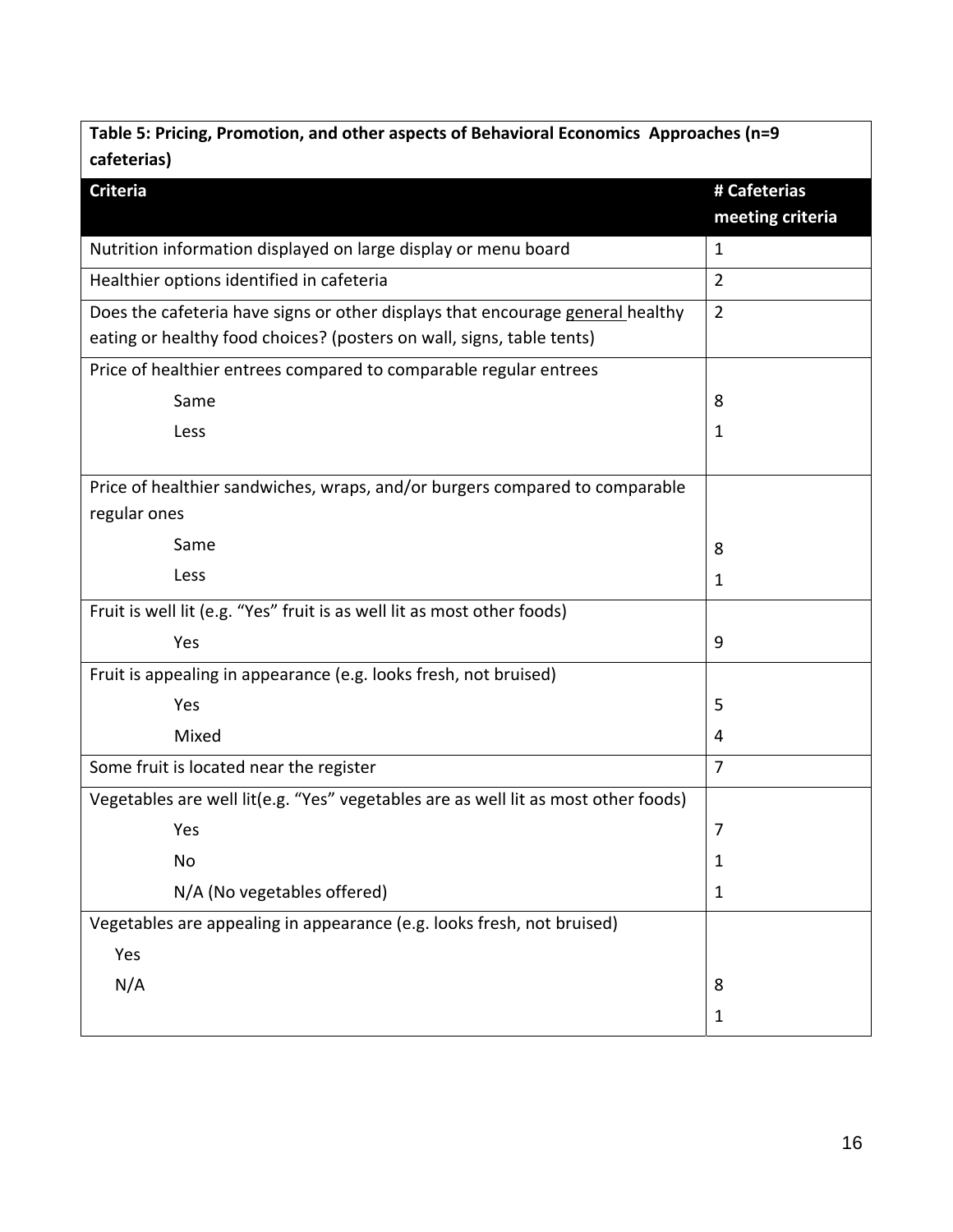**Table 5: Pricing, Promotion, and other aspects of Behavioral Economics Approaches (n=9 cafeterias)**

| Criteria | # Cafeterias meeting criteria |
|---|---|
| Nutrition information displayed on large display or menu board | 1 |
| Healthier options identified in cafeteria | 2 |
| Does the cafeteria have signs or other displays that encourage general healthy eating or healthy food choices? (posters on wall, signs, table tents) | 2 |
| Price of healthier entrees compared to comparable regular entrees | |
| Same | 8 |
| Less | 1 |
| Price of healthier sandwiches, wraps, and/or burgers compared to comparable regular ones | |
| Same | 8 |
| Less | 1 |
| Fruit is well lit (e.g. "Yes" fruit is as well lit as most other foods) | |
| Yes | 9 |
| Fruit is appealing in appearance (e.g. looks fresh, not bruised) | |
| Yes | 5 |
| Mixed | 4 |
| Some fruit is located near the register | 7 |
| Vegetables are well lit(e.g. "Yes" vegetables are as well lit as most other foods) | |
| Yes | 7 |
| No | 1 |
| N/A (No vegetables offered) | 1 |
| Vegetables are appealing in appearance (e.g. looks fresh, not bruised) | |
| Yes | 8 |
| N/A | 1 |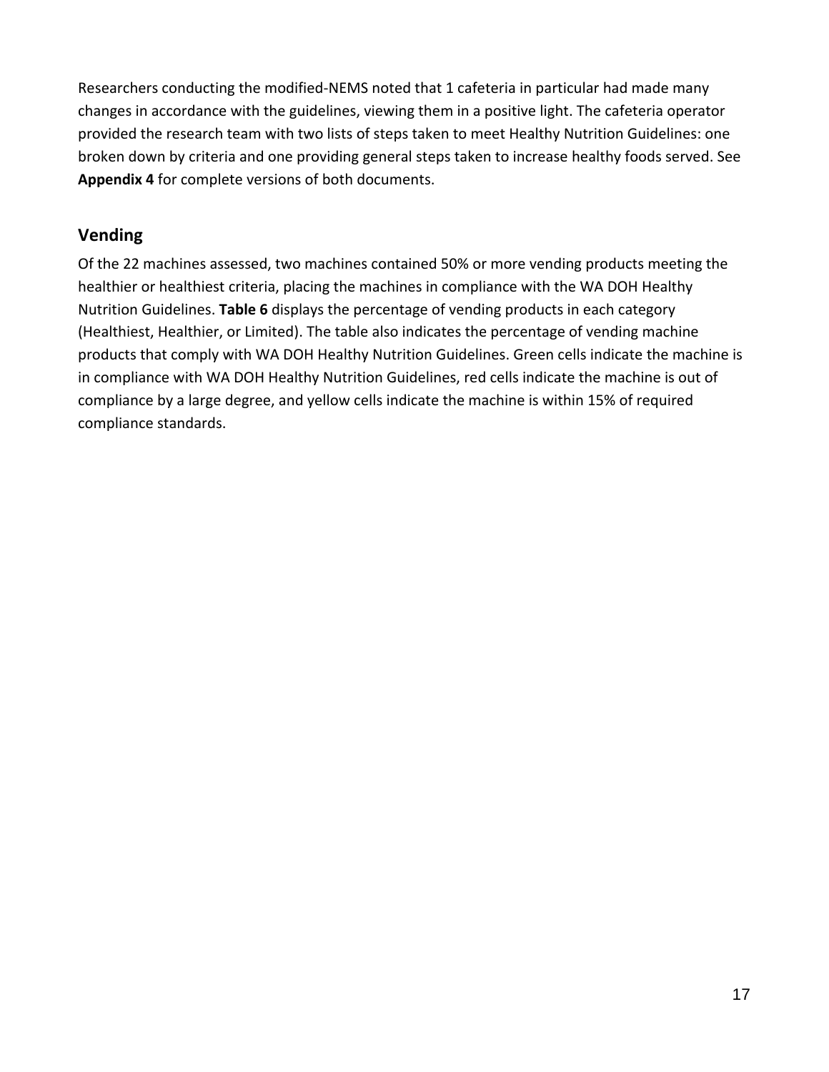Researchers conducting the modified-NEMS noted that 1 cafeteria in particular had made many changes in accordance with the guidelines, viewing them in a positive light. The cafeteria operator provided the research team with two lists of steps taken to meet Healthy Nutrition Guidelines: one broken down by criteria and one providing general steps taken to increase healthy foods served. See **Appendix 4** for complete versions of both documents.

## Vending

Of the 22 machines assessed, two machines contained 50% or more vending products meeting the healthier or healthiest criteria, placing the machines in compliance with the WA DOH Healthy Nutrition Guidelines. **Table 6** displays the percentage of vending products in each category (Healthiest, Healthier, or Limited). The table also indicates the percentage of vending machine products that comply with WA DOH Healthy Nutrition Guidelines. Green cells indicate the machine is in compliance with WA DOH Healthy Nutrition Guidelines, red cells indicate the machine is out of compliance by a large degree, and yellow cells indicate the machine is within 15% of required compliance standards.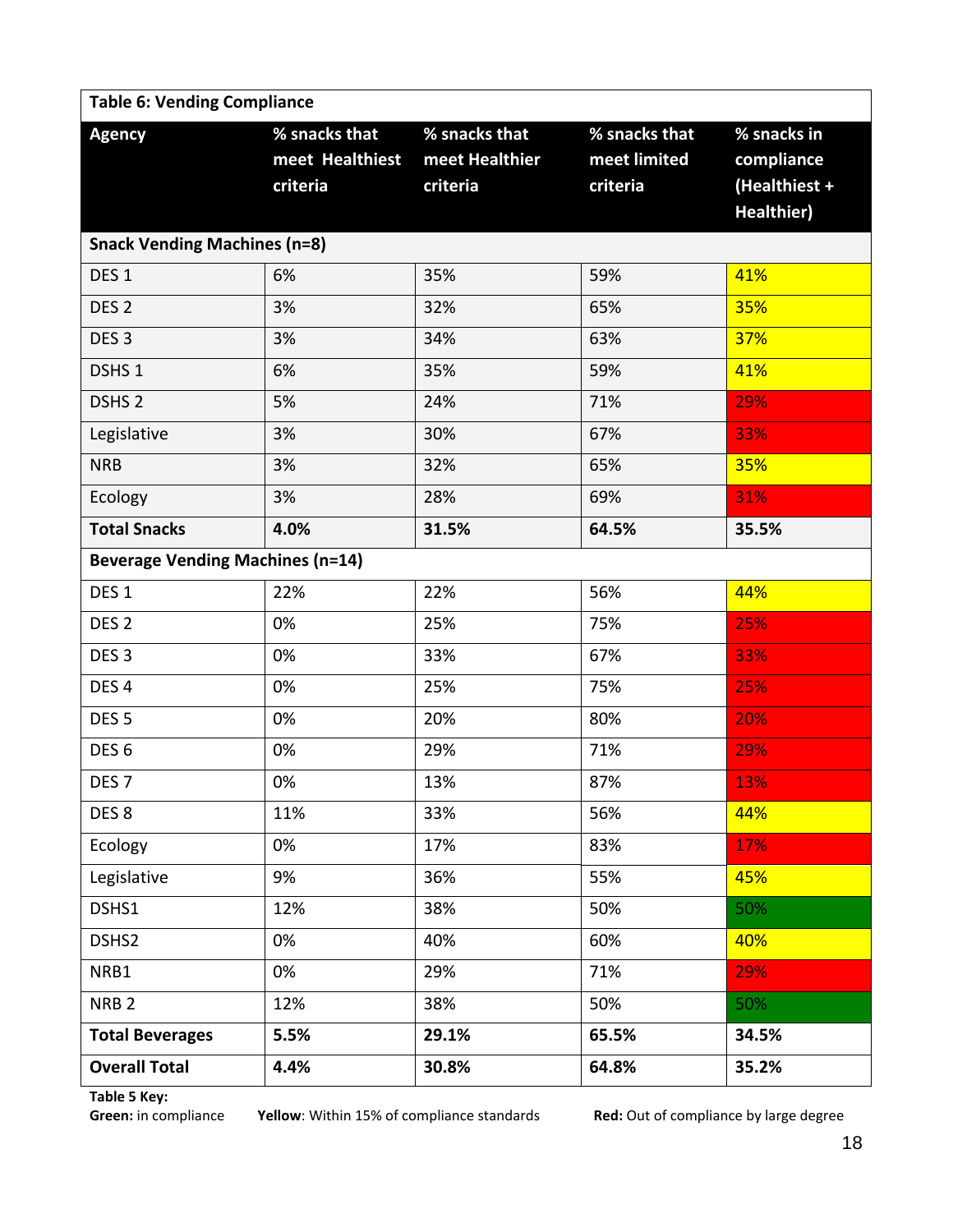| Table 6: Vending Compliance | | | | |
|---|---|---|---|---|
| **Agency** | **% snacks that meet Healthiest criteria** | **% snacks that meet Healthier criteria** | **% snacks that meet limited criteria** | **% snacks in compliance (Healthiest + Healthier)** |
| **Snack Vending Machines (n=8)** | | | | |
| DES 1 | 6% | 35% | 59% | 41% |
| DES 2 | 3% | 32% | 65% | 35% |
| DES 3 | 3% | 34% | 63% | 37% |
| DSHS 1 | 6% | 35% | 59% | 41% |
| DSHS 2 | 5% | 24% | 71% | 29% |
| Legislative | 3% | 30% | 67% | 33% |
| NRB | 3% | 32% | 65% | 35% |
| Ecology | 3% | 28% | 69% | 31% |
| **Total Snacks** | **4.0%** | **31.5%** | **64.5%** | **35.5%** |
| **Beverage Vending Machines (n=14)** | | | | |
| DES 1 | 22% | 22% | 56% | 44% |
| DES 2 | 0% | 25% | 75% | 25% |
| DES 3 | 0% | 33% | 67% | 33% |
| DES 4 | 0% | 25% | 75% | 25% |
| DES 5 | 0% | 20% | 80% | 20% |
| DES 6 | 0% | 29% | 71% | 29% |
| DES 7 | 0% | 13% | 87% | 13% |
| DES 8 | 11% | 33% | 56% | 44% |
| Ecology | 0% | 17% | 83% | 17% |
| Legislative | 9% | 36% | 55% | 45% |
| DSHS1 | 12% | 38% | 50% | 50% |
| DSHS2 | 0% | 40% | 60% | 40% |
| NRB1 | 0% | 29% | 71% | 29% |
| NRB 2 | 12% | 38% | 50% | 50% |
| **Total Beverages** | **5.5%** | **29.1%** | **65.5%** | **34.5%** |
| **Overall Total** | **4.4%** | **30.8%** | **64.8%** | **35.2%** |

**Table 5 Key:**
**Green:** in compliance **Yellow**: Within 15% of compliance standards **Red:** Out of compliance by large degree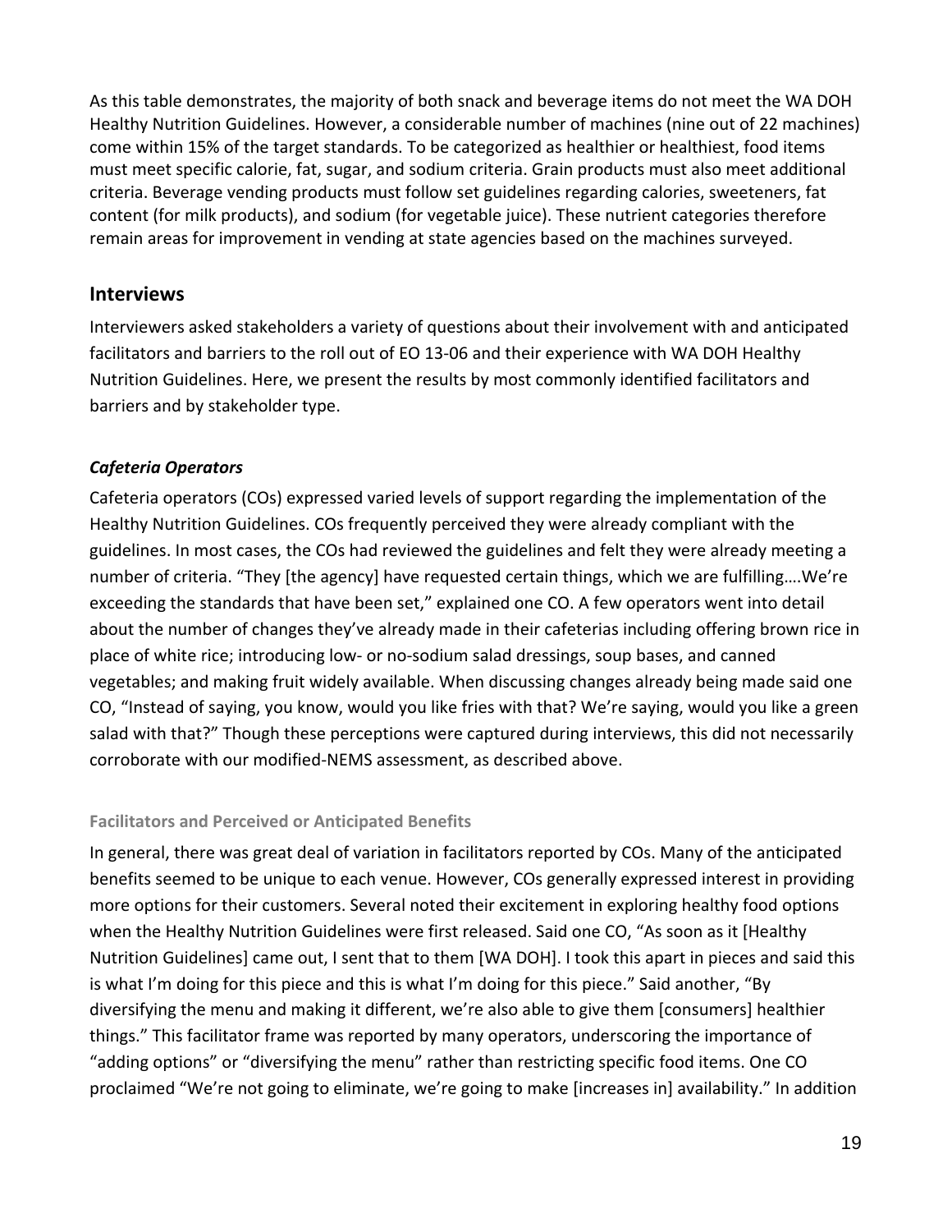As this table demonstrates, the majority of both snack and beverage items do not meet the WA DOH Healthy Nutrition Guidelines. However, a considerable number of machines (nine out of 22 machines) come within 15% of the target standards. To be categorized as healthier or healthiest, food items must meet specific calorie, fat, sugar, and sodium criteria. Grain products must also meet additional criteria. Beverage vending products must follow set guidelines regarding calories, sweeteners, fat content (for milk products), and sodium (for vegetable juice). These nutrient categories therefore remain areas for improvement in vending at state agencies based on the machines surveyed.

## Interviews

Interviewers asked stakeholders a variety of questions about their involvement with and anticipated facilitators and barriers to the roll out of EO 13-06 and their experience with WA DOH Healthy Nutrition Guidelines. Here, we present the results by most commonly identified facilitators and barriers and by stakeholder type.

### *Cafeteria Operators*

Cafeteria operators (COs) expressed varied levels of support regarding the implementation of the Healthy Nutrition Guidelines. COs frequently perceived they were already compliant with the guidelines. In most cases, the COs had reviewed the guidelines and felt they were already meeting a number of criteria. "They [the agency] have requested certain things, which we are fulfilling….We're exceeding the standards that have been set," explained one CO. A few operators went into detail about the number of changes they've already made in their cafeterias including offering brown rice in place of white rice; introducing low- or no-sodium salad dressings, soup bases, and canned vegetables; and making fruit widely available. When discussing changes already being made said one CO, "Instead of saying, you know, would you like fries with that? We're saying, would you like a green salad with that?" Though these perceptions were captured during interviews, this did not necessarily corroborate with our modified-NEMS assessment, as described above.

#### Facilitators and Perceived or Anticipated Benefits

In general, there was great deal of variation in facilitators reported by COs. Many of the anticipated benefits seemed to be unique to each venue. However, COs generally expressed interest in providing more options for their customers. Several noted their excitement in exploring healthy food options when the Healthy Nutrition Guidelines were first released. Said one CO, "As soon as it [Healthy Nutrition Guidelines] came out, I sent that to them [WA DOH]. I took this apart in pieces and said this is what I'm doing for this piece and this is what I'm doing for this piece." Said another, "By diversifying the menu and making it different, we're also able to give them [consumers] healthier things." This facilitator frame was reported by many operators, underscoring the importance of "adding options" or "diversifying the menu" rather than restricting specific food items. One CO proclaimed "We're not going to eliminate, we're going to make [increases in] availability." In addition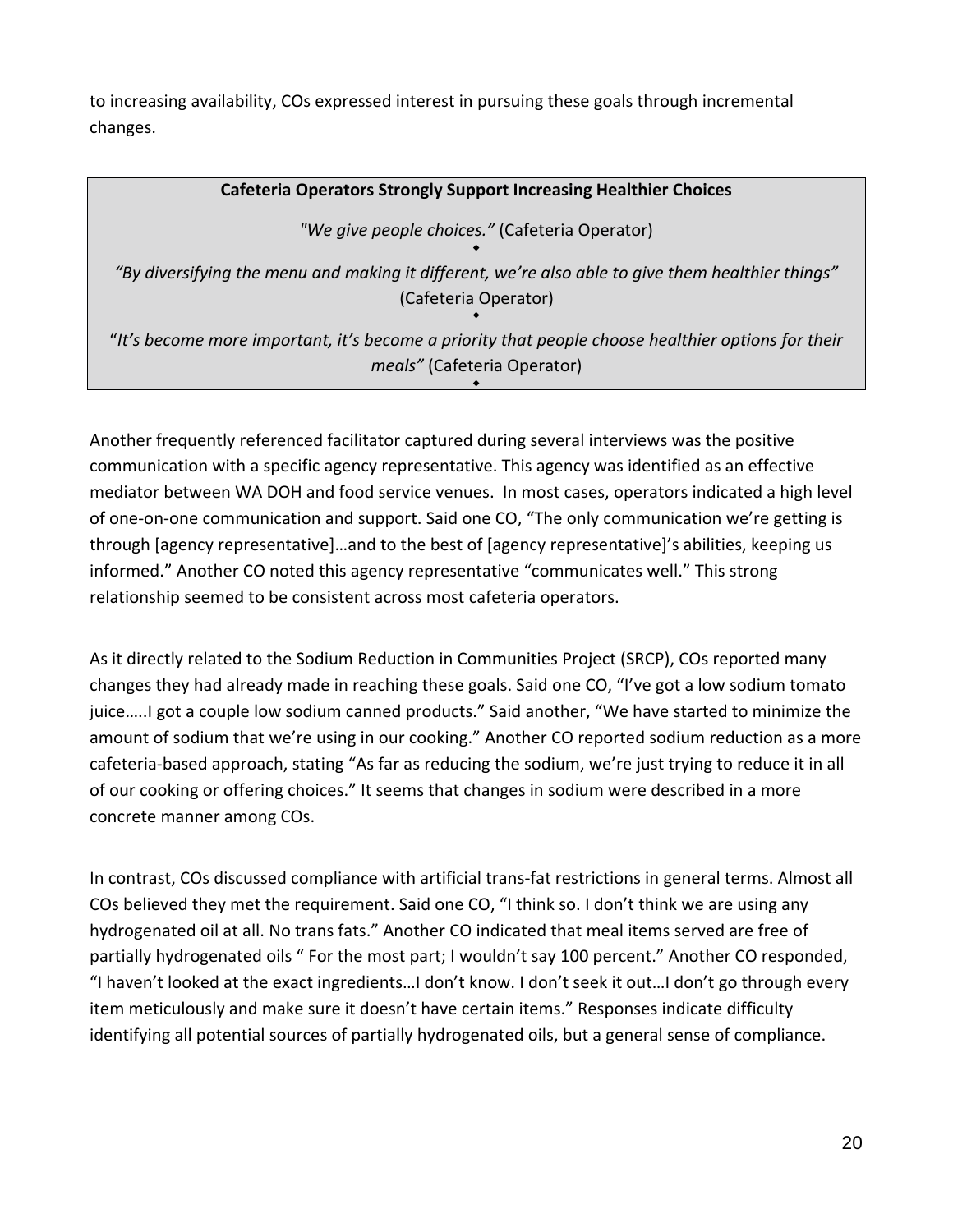to increasing availability, COs expressed interest in pursuing these goals through incremental changes.

**Cafeteria Operators Strongly Support Increasing Healthier Choices**

*"We give people choices."* (Cafeteria Operator)

◆

*"By diversifying the menu and making it different, we're also able to give them healthier things"* (Cafeteria Operator)

◆

"*It's become more important, it's become a priority that people choose healthier options for their meals"* (Cafeteria Operator)

◆

Another frequently referenced facilitator captured during several interviews was the positive communication with a specific agency representative. This agency was identified as an effective mediator between WA DOH and food service venues. In most cases, operators indicated a high level of one-on-one communication and support. Said one CO, "The only communication we're getting is through [agency representative]…and to the best of [agency representative]'s abilities, keeping us informed." Another CO noted this agency representative "communicates well." This strong relationship seemed to be consistent across most cafeteria operators.

As it directly related to the Sodium Reduction in Communities Project (SRCP), COs reported many changes they had already made in reaching these goals. Said one CO, "I've got a low sodium tomato juice…..I got a couple low sodium canned products." Said another, "We have started to minimize the amount of sodium that we're using in our cooking." Another CO reported sodium reduction as a more cafeteria-based approach, stating "As far as reducing the sodium, we're just trying to reduce it in all of our cooking or offering choices." It seems that changes in sodium were described in a more concrete manner among COs.

In contrast, COs discussed compliance with artificial trans-fat restrictions in general terms. Almost all COs believed they met the requirement. Said one CO, "I think so. I don't think we are using any hydrogenated oil at all. No trans fats." Another CO indicated that meal items served are free of partially hydrogenated oils " For the most part; I wouldn't say 100 percent." Another CO responded, "I haven't looked at the exact ingredients…I don't know. I don't seek it out…I don't go through every item meticulously and make sure it doesn't have certain items." Responses indicate difficulty identifying all potential sources of partially hydrogenated oils, but a general sense of compliance.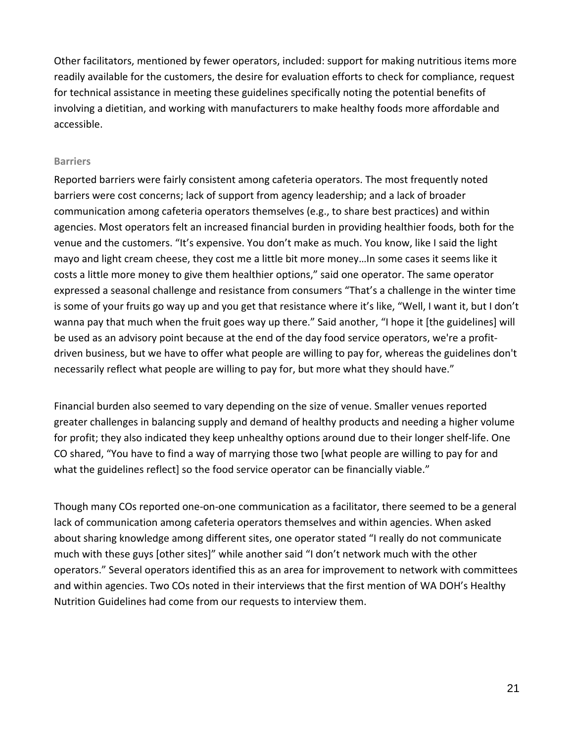Other facilitators, mentioned by fewer operators, included: support for making nutritious items more readily available for the customers, the desire for evaluation efforts to check for compliance, request for technical assistance in meeting these guidelines specifically noting the potential benefits of involving a dietitian, and working with manufacturers to make healthy foods more affordable and accessible.

### Barriers

Reported barriers were fairly consistent among cafeteria operators. The most frequently noted barriers were cost concerns; lack of support from agency leadership; and a lack of broader communication among cafeteria operators themselves (e.g., to share best practices) and within agencies. Most operators felt an increased financial burden in providing healthier foods, both for the venue and the customers. "It's expensive. You don't make as much. You know, like I said the light mayo and light cream cheese, they cost me a little bit more money…In some cases it seems like it costs a little more money to give them healthier options," said one operator. The same operator expressed a seasonal challenge and resistance from consumers "That's a challenge in the winter time is some of your fruits go way up and you get that resistance where it's like, "Well, I want it, but I don't wanna pay that much when the fruit goes way up there." Said another, "I hope it [the guidelines] will be used as an advisory point because at the end of the day food service operators, we're a profit-driven business, but we have to offer what people are willing to pay for, whereas the guidelines don't necessarily reflect what people are willing to pay for, but more what they should have."

Financial burden also seemed to vary depending on the size of venue. Smaller venues reported greater challenges in balancing supply and demand of healthy products and needing a higher volume for profit; they also indicated they keep unhealthy options around due to their longer shelf-life. One CO shared, "You have to find a way of marrying those two [what people are willing to pay for and what the guidelines reflect] so the food service operator can be financially viable."

Though many COs reported one-on-one communication as a facilitator, there seemed to be a general lack of communication among cafeteria operators themselves and within agencies. When asked about sharing knowledge among different sites, one operator stated "I really do not communicate much with these guys [other sites]" while another said "I don't network much with the other operators." Several operators identified this as an area for improvement to network with committees and within agencies. Two COs noted in their interviews that the first mention of WA DOH's Healthy Nutrition Guidelines had come from our requests to interview them.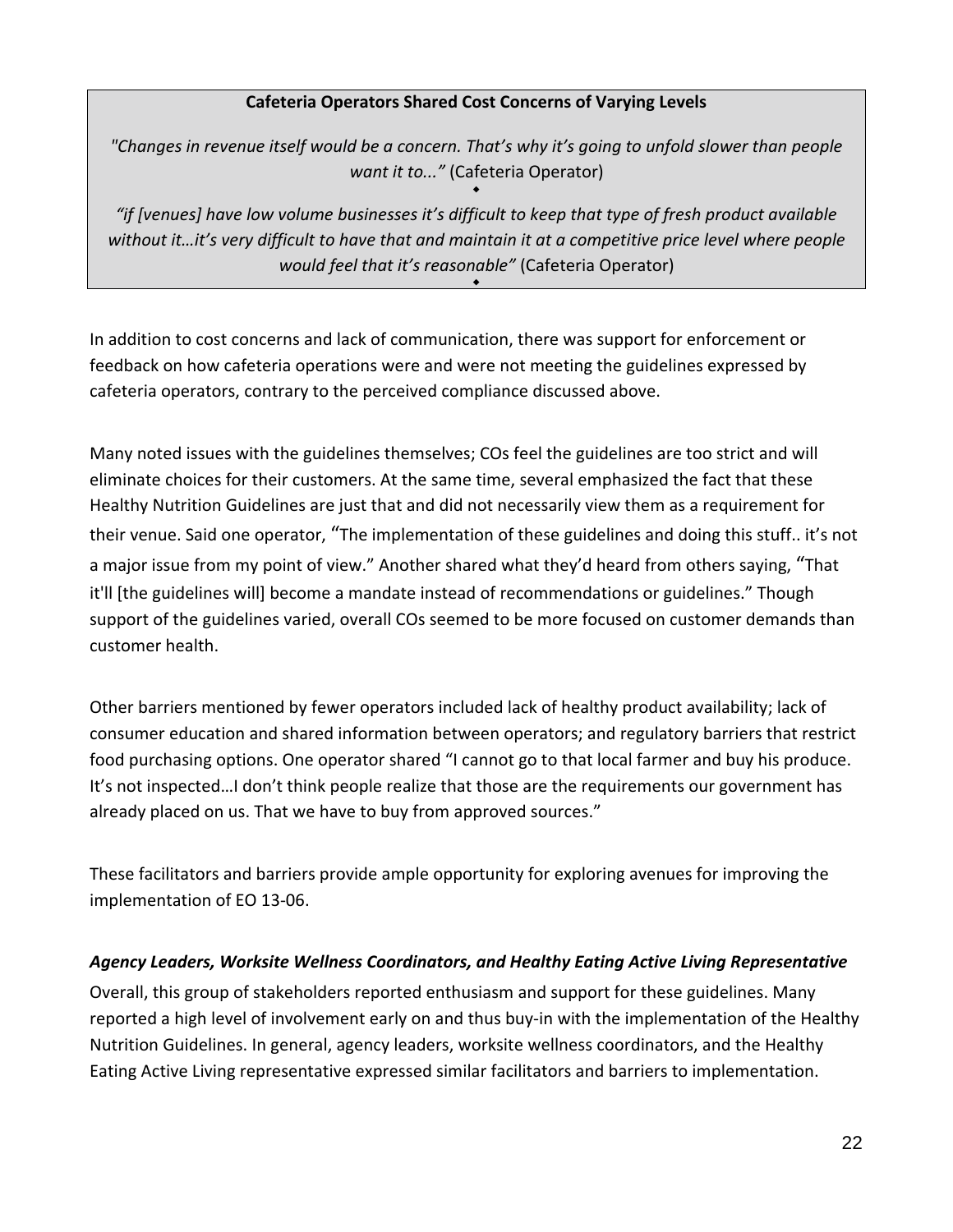**Cafeteria Operators Shared Cost Concerns of Varying Levels**

*"Changes in revenue itself would be a concern. That's why it's going to unfold slower than people want it to..."* (Cafeteria Operator)

◆

*"if [venues] have low volume businesses it's difficult to keep that type of fresh product available without it…it's very difficult to have that and maintain it at a competitive price level where people would feel that it's reasonable"* (Cafeteria Operator)

◆

In addition to cost concerns and lack of communication, there was support for enforcement or feedback on how cafeteria operations were and were not meeting the guidelines expressed by cafeteria operators, contrary to the perceived compliance discussed above.

Many noted issues with the guidelines themselves; COs feel the guidelines are too strict and will eliminate choices for their customers. At the same time, several emphasized the fact that these Healthy Nutrition Guidelines are just that and did not necessarily view them as a requirement for their venue. Said one operator, "The implementation of these guidelines and doing this stuff.. it's not a major issue from my point of view." Another shared what they'd heard from others saying, "That it'll [the guidelines will] become a mandate instead of recommendations or guidelines." Though support of the guidelines varied, overall COs seemed to be more focused on customer demands than customer health.

Other barriers mentioned by fewer operators included lack of healthy product availability; lack of consumer education and shared information between operators; and regulatory barriers that restrict food purchasing options. One operator shared "I cannot go to that local farmer and buy his produce. It's not inspected…I don't think people realize that those are the requirements our government has already placed on us. That we have to buy from approved sources."

These facilitators and barriers provide ample opportunity for exploring avenues for improving the implementation of EO 13-06.

***Agency Leaders, Worksite Wellness Coordinators, and Healthy Eating Active Living Representative***

Overall, this group of stakeholders reported enthusiasm and support for these guidelines. Many reported a high level of involvement early on and thus buy-in with the implementation of the Healthy Nutrition Guidelines. In general, agency leaders, worksite wellness coordinators, and the Healthy Eating Active Living representative expressed similar facilitators and barriers to implementation.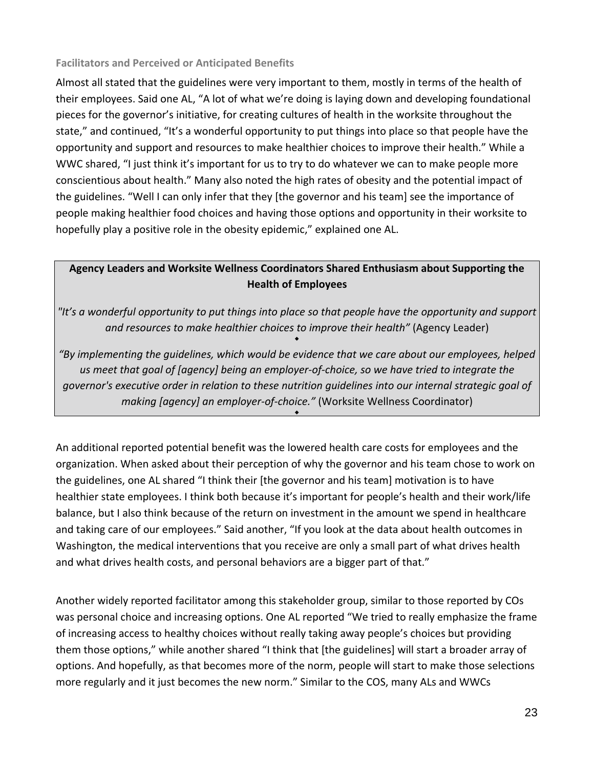### Facilitators and Perceived or Anticipated Benefits

Almost all stated that the guidelines were very important to them, mostly in terms of the health of their employees. Said one AL, "A lot of what we're doing is laying down and developing foundational pieces for the governor's initiative, for creating cultures of health in the worksite throughout the state," and continued, "It's a wonderful opportunity to put things into place so that people have the opportunity and support and resources to make healthier choices to improve their health." While a WWC shared, "I just think it's important for us to try to do whatever we can to make people more conscientious about health." Many also noted the high rates of obesity and the potential impact of the guidelines. "Well I can only infer that they [the governor and his team] see the importance of people making healthier food choices and having those options and opportunity in their worksite to hopefully play a positive role in the obesity epidemic," explained one AL.

> **Agency Leaders and Worksite Wellness Coordinators Shared Enthusiasm about Supporting the Health of Employees**
>
> *"It's a wonderful opportunity to put things into place so that people have the opportunity and support and resources to make healthier choices to improve their health"* (Agency Leader)
>
> ⬥
>
> *"By implementing the guidelines, which would be evidence that we care about our employees, helped us meet that goal of [agency] being an employer-of-choice, so we have tried to integrate the governor's executive order in relation to these nutrition guidelines into our internal strategic goal of making [agency] an employer-of-choice."* (Worksite Wellness Coordinator)
>
> ⬥

An additional reported potential benefit was the lowered health care costs for employees and the organization. When asked about their perception of why the governor and his team chose to work on the guidelines, one AL shared "I think their [the governor and his team] motivation is to have healthier state employees. I think both because it's important for people's health and their work/life balance, but I also think because of the return on investment in the amount we spend in healthcare and taking care of our employees." Said another, "If you look at the data about health outcomes in Washington, the medical interventions that you receive are only a small part of what drives health and what drives health costs, and personal behaviors are a bigger part of that."

Another widely reported facilitator among this stakeholder group, similar to those reported by COs was personal choice and increasing options. One AL reported "We tried to really emphasize the frame of increasing access to healthy choices without really taking away people's choices but providing them those options," while another shared "I think that [the guidelines] will start a broader array of options. And hopefully, as that becomes more of the norm, people will start to make those selections more regularly and it just becomes the new norm." Similar to the COS, many ALs and WWCs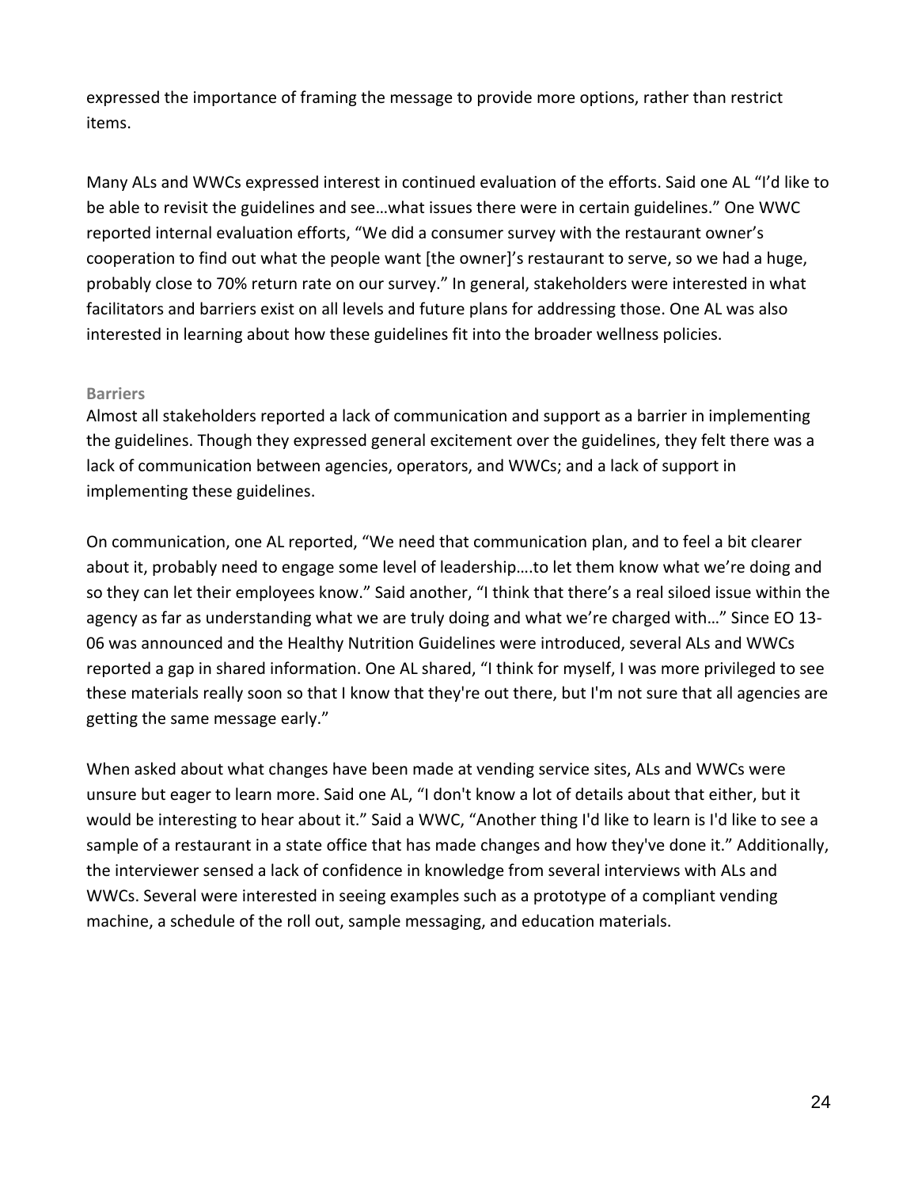expressed the importance of framing the message to provide more options, rather than restrict items.

Many ALs and WWCs expressed interest in continued evaluation of the efforts. Said one AL "I'd like to be able to revisit the guidelines and see…what issues there were in certain guidelines." One WWC reported internal evaluation efforts, "We did a consumer survey with the restaurant owner's cooperation to find out what the people want [the owner]'s restaurant to serve, so we had a huge, probably close to 70% return rate on our survey." In general, stakeholders were interested in what facilitators and barriers exist on all levels and future plans for addressing those. One AL was also interested in learning about how these guidelines fit into the broader wellness policies.

#### Barriers

Almost all stakeholders reported a lack of communication and support as a barrier in implementing the guidelines. Though they expressed general excitement over the guidelines, they felt there was a lack of communication between agencies, operators, and WWCs; and a lack of support in implementing these guidelines.

On communication, one AL reported, "We need that communication plan, and to feel a bit clearer about it, probably need to engage some level of leadership….to let them know what we're doing and so they can let their employees know." Said another, "I think that there's a real siloed issue within the agency as far as understanding what we are truly doing and what we're charged with…" Since EO 13-06 was announced and the Healthy Nutrition Guidelines were introduced, several ALs and WWCs reported a gap in shared information. One AL shared, "I think for myself, I was more privileged to see these materials really soon so that I know that they're out there, but I'm not sure that all agencies are getting the same message early."

When asked about what changes have been made at vending service sites, ALs and WWCs were unsure but eager to learn more. Said one AL, "I don't know a lot of details about that either, but it would be interesting to hear about it." Said a WWC, "Another thing I'd like to learn is I'd like to see a sample of a restaurant in a state office that has made changes and how they've done it." Additionally, the interviewer sensed a lack of confidence in knowledge from several interviews with ALs and WWCs. Several were interested in seeing examples such as a prototype of a compliant vending machine, a schedule of the roll out, sample messaging, and education materials.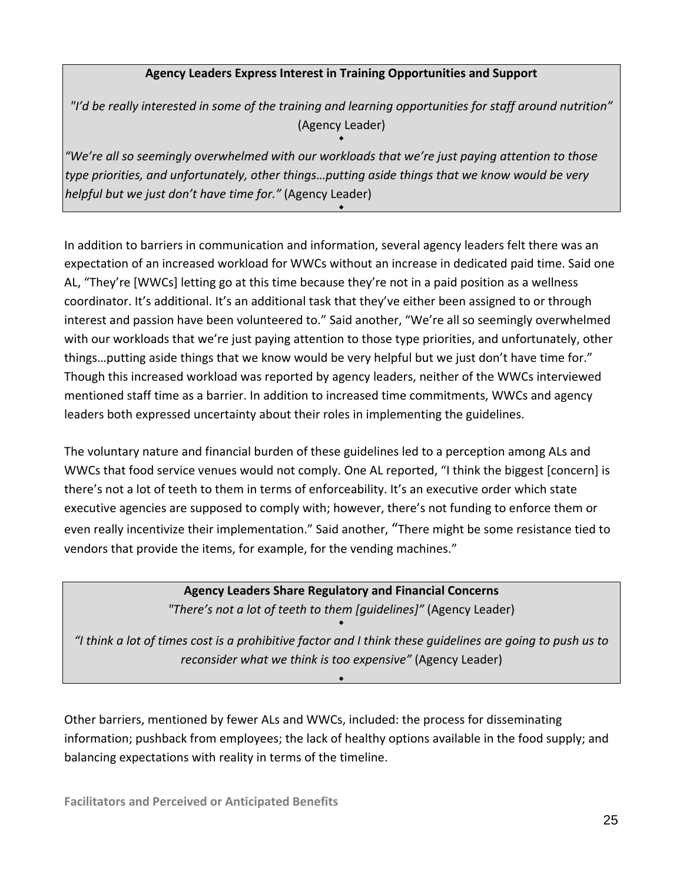**Agency Leaders Express Interest in Training Opportunities and Support**

*"I'd be really interested in some of the training and learning opportunities for staff around nutrition"* (Agency Leader)

◆

*"We're all so seemingly overwhelmed with our workloads that we're just paying attention to those type priorities, and unfortunately, other things…putting aside things that we know would be very helpful but we just don't have time for."* (Agency Leader)

◆

In addition to barriers in communication and information, several agency leaders felt there was an expectation of an increased workload for WWCs without an increase in dedicated paid time. Said one AL, "They're [WWCs] letting go at this time because they're not in a paid position as a wellness coordinator. It's additional. It's an additional task that they've either been assigned to or through interest and passion have been volunteered to." Said another, "We're all so seemingly overwhelmed with our workloads that we're just paying attention to those type priorities, and unfortunately, other things…putting aside things that we know would be very helpful but we just don't have time for." Though this increased workload was reported by agency leaders, neither of the WWCs interviewed mentioned staff time as a barrier. In addition to increased time commitments, WWCs and agency leaders both expressed uncertainty about their roles in implementing the guidelines.

The voluntary nature and financial burden of these guidelines led to a perception among ALs and WWCs that food service venues would not comply. One AL reported, "I think the biggest [concern] is there's not a lot of teeth to them in terms of enforceability. It's an executive order which state executive agencies are supposed to comply with; however, there's not funding to enforce them or even really incentivize their implementation." Said another, "There might be some resistance tied to vendors that provide the items, for example, for the vending machines."

**Agency Leaders Share Regulatory and Financial Concerns**

*"There's not a lot of teeth to them [guidelines]"* (Agency Leader)

◆

*"I think a lot of times cost is a prohibitive factor and I think these guidelines are going to push us to reconsider what we think is too expensive"* (Agency Leader)

◆

Other barriers, mentioned by fewer ALs and WWCs, included: the process for disseminating information; pushback from employees; the lack of healthy options available in the food supply; and balancing expectations with reality in terms of the timeline.

**Facilitators and Perceived or Anticipated Benefits**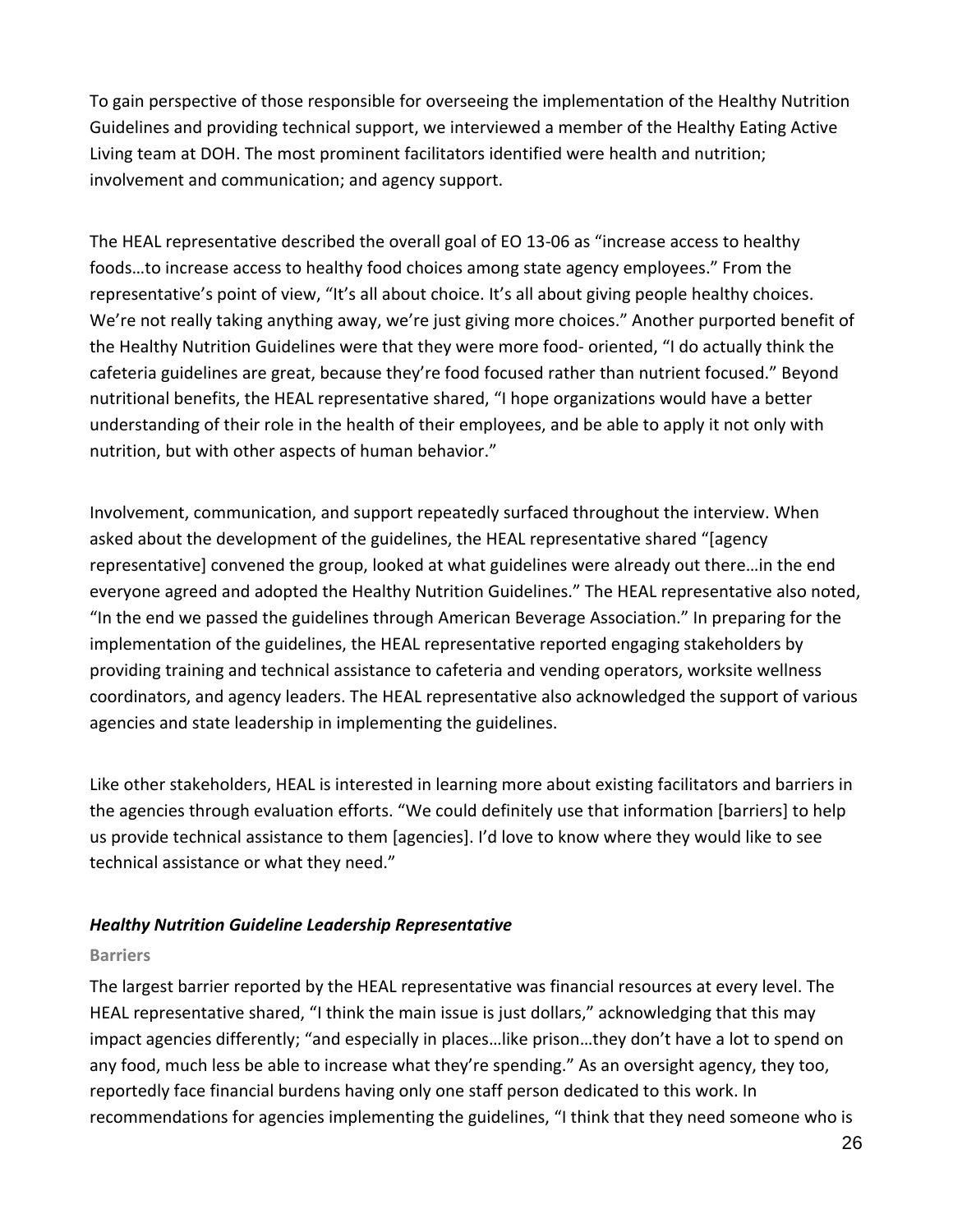To gain perspective of those responsible for overseeing the implementation of the Healthy Nutrition Guidelines and providing technical support, we interviewed a member of the Healthy Eating Active Living team at DOH. The most prominent facilitators identified were health and nutrition; involvement and communication; and agency support.

The HEAL representative described the overall goal of EO 13-06 as "increase access to healthy foods…to increase access to healthy food choices among state agency employees." From the representative's point of view, "It's all about choice. It's all about giving people healthy choices. We're not really taking anything away, we're just giving more choices." Another purported benefit of the Healthy Nutrition Guidelines were that they were more food- oriented, "I do actually think the cafeteria guidelines are great, because they're food focused rather than nutrient focused." Beyond nutritional benefits, the HEAL representative shared, "I hope organizations would have a better understanding of their role in the health of their employees, and be able to apply it not only with nutrition, but with other aspects of human behavior."

Involvement, communication, and support repeatedly surfaced throughout the interview. When asked about the development of the guidelines, the HEAL representative shared "[agency representative] convened the group, looked at what guidelines were already out there…in the end everyone agreed and adopted the Healthy Nutrition Guidelines." The HEAL representative also noted, "In the end we passed the guidelines through American Beverage Association." In preparing for the implementation of the guidelines, the HEAL representative reported engaging stakeholders by providing training and technical assistance to cafeteria and vending operators, worksite wellness coordinators, and agency leaders. The HEAL representative also acknowledged the support of various agencies and state leadership in implementing the guidelines.

Like other stakeholders, HEAL is interested in learning more about existing facilitators and barriers in the agencies through evaluation efforts. "We could definitely use that information [barriers] to help us provide technical assistance to them [agencies]. I'd love to know where they would like to see technical assistance or what they need."

#### *Healthy Nutrition Guideline Leadership Representative*

##### Barriers

The largest barrier reported by the HEAL representative was financial resources at every level. The HEAL representative shared, "I think the main issue is just dollars," acknowledging that this may impact agencies differently; "and especially in places…like prison…they don't have a lot to spend on any food, much less be able to increase what they're spending." As an oversight agency, they too, reportedly face financial burdens having only one staff person dedicated to this work. In recommendations for agencies implementing the guidelines, "I think that they need someone who is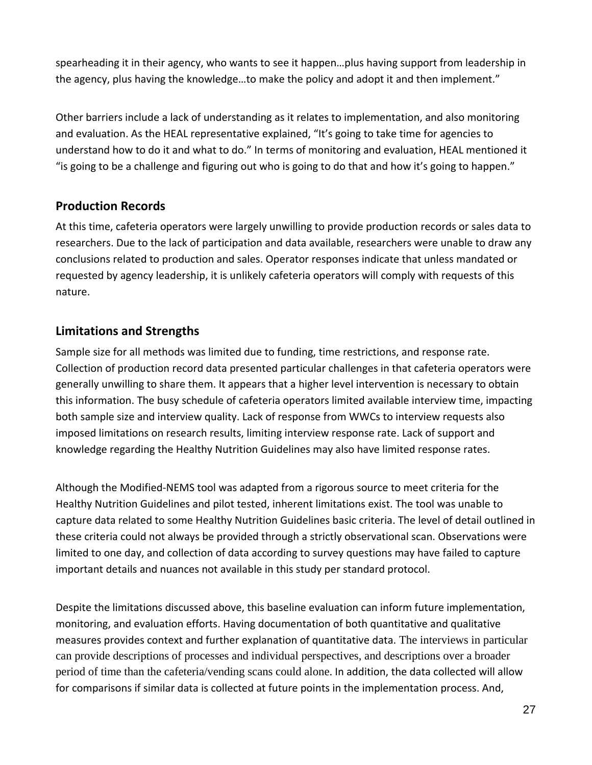spearheading it in their agency, who wants to see it happen…plus having support from leadership in the agency, plus having the knowledge…to make the policy and adopt it and then implement."

Other barriers include a lack of understanding as it relates to implementation, and also monitoring and evaluation. As the HEAL representative explained, "It's going to take time for agencies to understand how to do it and what to do." In terms of monitoring and evaluation, HEAL mentioned it "is going to be a challenge and figuring out who is going to do that and how it's going to happen."

## Production Records

At this time, cafeteria operators were largely unwilling to provide production records or sales data to researchers. Due to the lack of participation and data available, researchers were unable to draw any conclusions related to production and sales. Operator responses indicate that unless mandated or requested by agency leadership, it is unlikely cafeteria operators will comply with requests of this nature.

## Limitations and Strengths

Sample size for all methods was limited due to funding, time restrictions, and response rate. Collection of production record data presented particular challenges in that cafeteria operators were generally unwilling to share them. It appears that a higher level intervention is necessary to obtain this information. The busy schedule of cafeteria operators limited available interview time, impacting both sample size and interview quality. Lack of response from WWCs to interview requests also imposed limitations on research results, limiting interview response rate. Lack of support and knowledge regarding the Healthy Nutrition Guidelines may also have limited response rates.

Although the Modified-NEMS tool was adapted from a rigorous source to meet criteria for the Healthy Nutrition Guidelines and pilot tested, inherent limitations exist. The tool was unable to capture data related to some Healthy Nutrition Guidelines basic criteria. The level of detail outlined in these criteria could not always be provided through a strictly observational scan. Observations were limited to one day, and collection of data according to survey questions may have failed to capture important details and nuances not available in this study per standard protocol.

Despite the limitations discussed above, this baseline evaluation can inform future implementation, monitoring, and evaluation efforts. Having documentation of both quantitative and qualitative measures provides context and further explanation of quantitative data. The interviews in particular can provide descriptions of processes and individual perspectives, and descriptions over a broader period of time than the cafeteria/vending scans could alone. In addition, the data collected will allow for comparisons if similar data is collected at future points in the implementation process. And,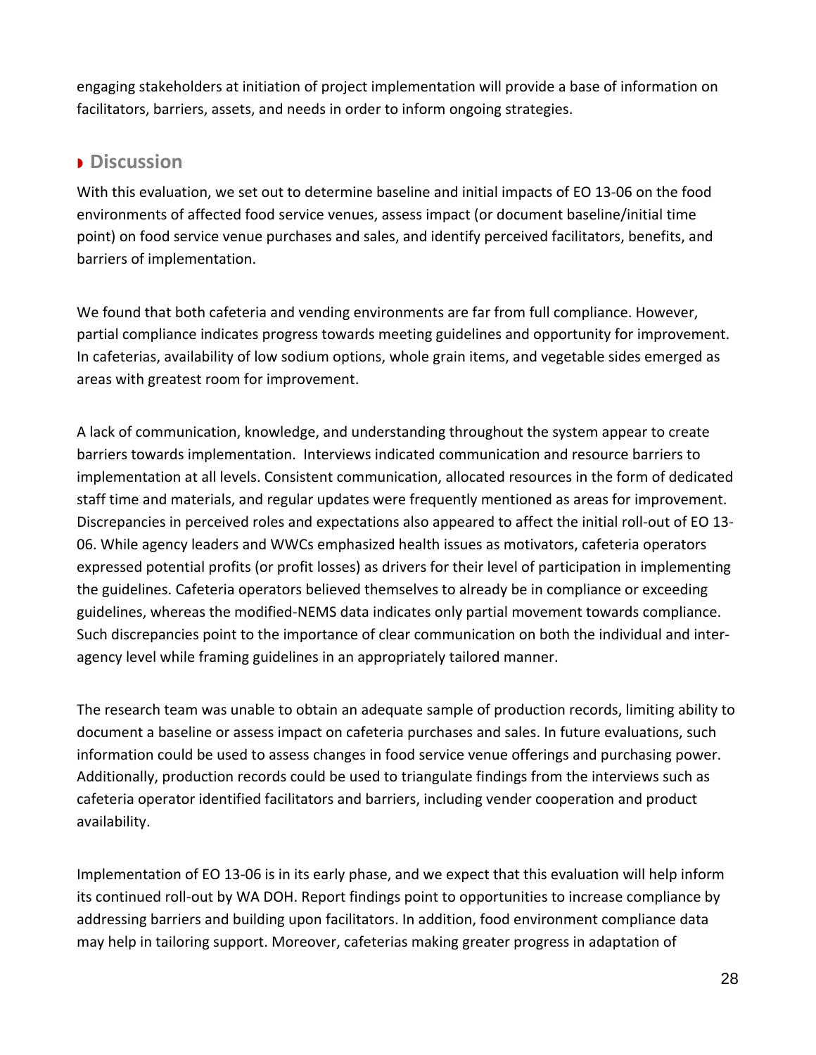engaging stakeholders at initiation of project implementation will provide a base of information on facilitators, barriers, assets, and needs in order to inform ongoing strategies.

## Discussion

With this evaluation, we set out to determine baseline and initial impacts of EO 13-06 on the food environments of affected food service venues, assess impact (or document baseline/initial time point) on food service venue purchases and sales, and identify perceived facilitators, benefits, and barriers of implementation.

We found that both cafeteria and vending environments are far from full compliance. However, partial compliance indicates progress towards meeting guidelines and opportunity for improvement. In cafeterias, availability of low sodium options, whole grain items, and vegetable sides emerged as areas with greatest room for improvement.

A lack of communication, knowledge, and understanding throughout the system appear to create barriers towards implementation. Interviews indicated communication and resource barriers to implementation at all levels. Consistent communication, allocated resources in the form of dedicated staff time and materials, and regular updates were frequently mentioned as areas for improvement. Discrepancies in perceived roles and expectations also appeared to affect the initial roll-out of EO 13-06. While agency leaders and WWCs emphasized health issues as motivators, cafeteria operators expressed potential profits (or profit losses) as drivers for their level of participation in implementing the guidelines. Cafeteria operators believed themselves to already be in compliance or exceeding guidelines, whereas the modified-NEMS data indicates only partial movement towards compliance. Such discrepancies point to the importance of clear communication on both the individual and inter-agency level while framing guidelines in an appropriately tailored manner.

The research team was unable to obtain an adequate sample of production records, limiting ability to document a baseline or assess impact on cafeteria purchases and sales. In future evaluations, such information could be used to assess changes in food service venue offerings and purchasing power. Additionally, production records could be used to triangulate findings from the interviews such as cafeteria operator identified facilitators and barriers, including vender cooperation and product availability.

Implementation of EO 13-06 is in its early phase, and we expect that this evaluation will help inform its continued roll-out by WA DOH. Report findings point to opportunities to increase compliance by addressing barriers and building upon facilitators. In addition, food environment compliance data may help in tailoring support. Moreover, cafeterias making greater progress in adaptation of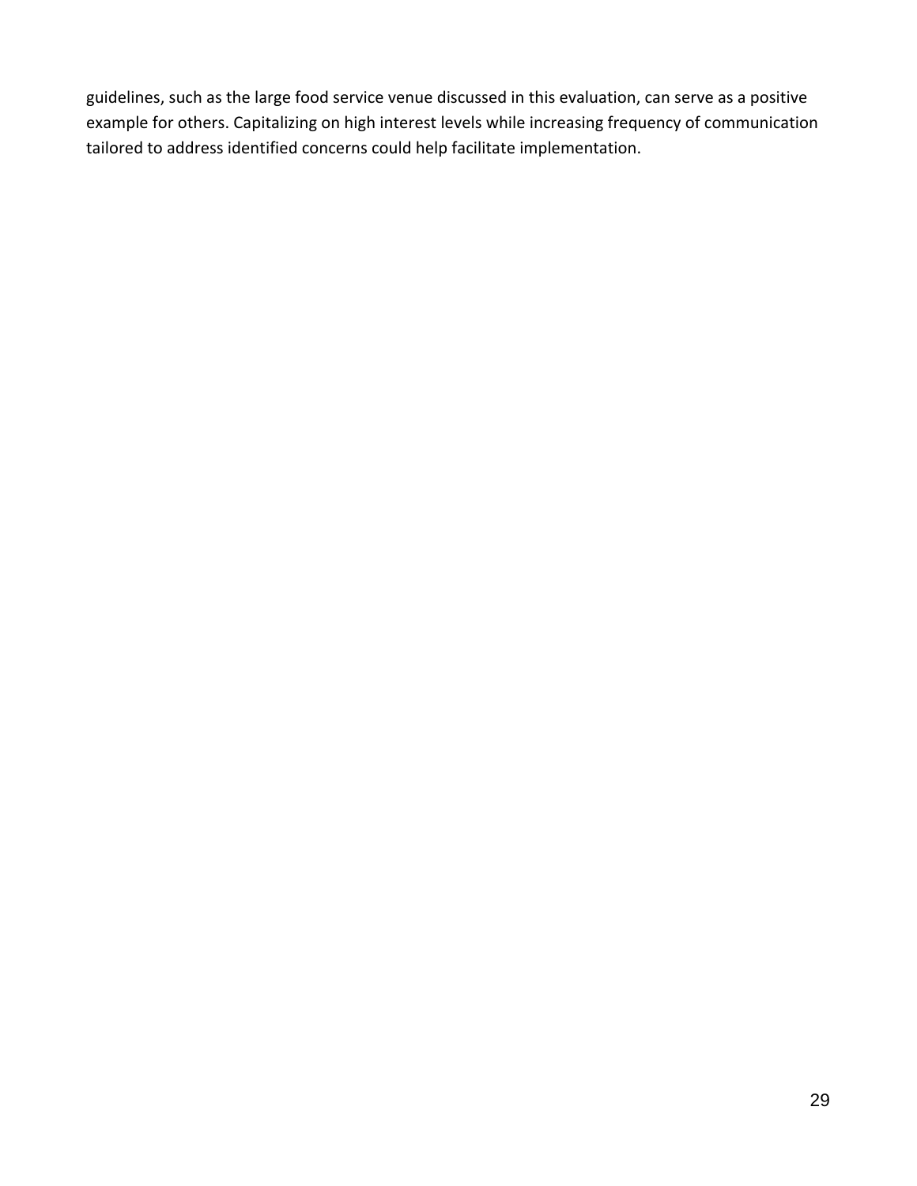guidelines, such as the large food service venue discussed in this evaluation, can serve as a positive example for others. Capitalizing on high interest levels while increasing frequency of communication tailored to address identified concerns could help facilitate implementation.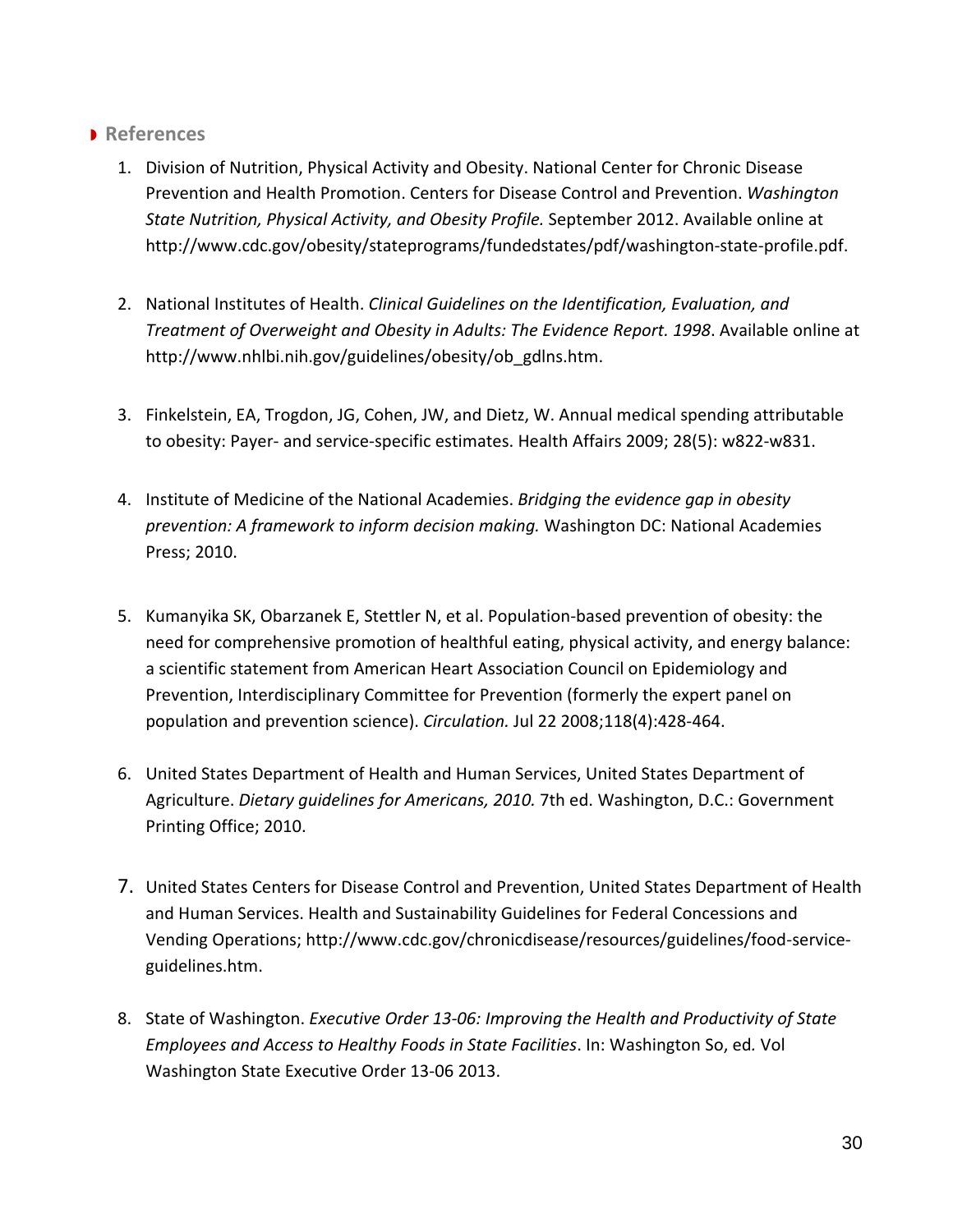## References

1. Division of Nutrition, Physical Activity and Obesity. National Center for Chronic Disease Prevention and Health Promotion. Centers for Disease Control and Prevention. *Washington State Nutrition, Physical Activity, and Obesity Profile.* September 2012. Available online at http://www.cdc.gov/obesity/stateprograms/fundedstates/pdf/washington-state-profile.pdf.

2. National Institutes of Health. *Clinical Guidelines on the Identification, Evaluation, and Treatment of Overweight and Obesity in Adults: The Evidence Report. 1998*. Available online at http://www.nhlbi.nih.gov/guidelines/obesity/ob_gdlns.htm.

3. Finkelstein, EA, Trogdon, JG, Cohen, JW, and Dietz, W. Annual medical spending attributable to obesity: Payer- and service-specific estimates. Health Affairs 2009; 28(5): w822-w831.

4. Institute of Medicine of the National Academies. *Bridging the evidence gap in obesity prevention: A framework to inform decision making.* Washington DC: National Academies Press; 2010.

5. Kumanyika SK, Obarzanek E, Stettler N, et al. Population-based prevention of obesity: the need for comprehensive promotion of healthful eating, physical activity, and energy balance: a scientific statement from American Heart Association Council on Epidemiology and Prevention, Interdisciplinary Committee for Prevention (formerly the expert panel on population and prevention science). *Circulation.* Jul 22 2008;118(4):428-464.

6. United States Department of Health and Human Services, United States Department of Agriculture. *Dietary guidelines for Americans, 2010.* 7th ed. Washington, D.C.: Government Printing Office; 2010.

7. United States Centers for Disease Control and Prevention, United States Department of Health and Human Services. Health and Sustainability Guidelines for Federal Concessions and Vending Operations; http://www.cdc.gov/chronicdisease/resources/guidelines/food-service-guidelines.htm.

8. State of Washington. *Executive Order 13-06: Improving the Health and Productivity of State Employees and Access to Healthy Foods in State Facilities*. In: Washington So, ed. Vol Washington State Executive Order 13-06 2013.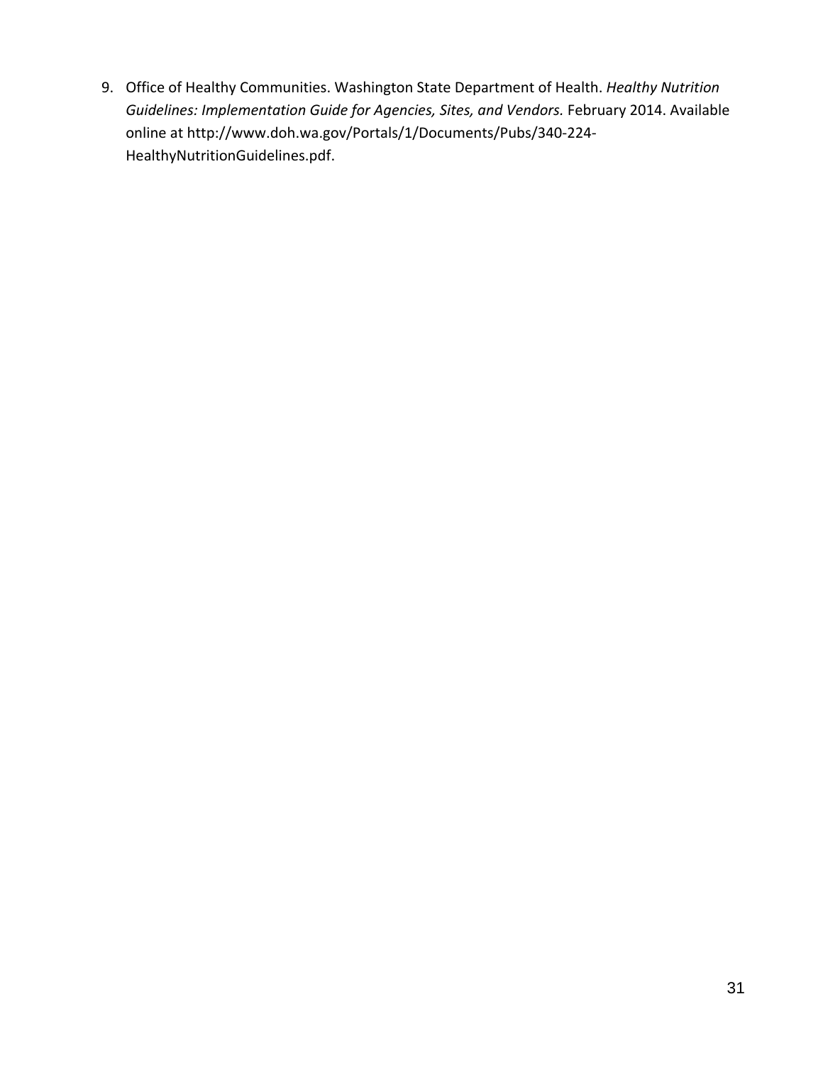9. Office of Healthy Communities. Washington State Department of Health. *Healthy Nutrition Guidelines: Implementation Guide for Agencies, Sites, and Vendors.* February 2014. Available online at http://www.doh.wa.gov/Portals/1/Documents/Pubs/340-224-HealthyNutritionGuidelines.pdf.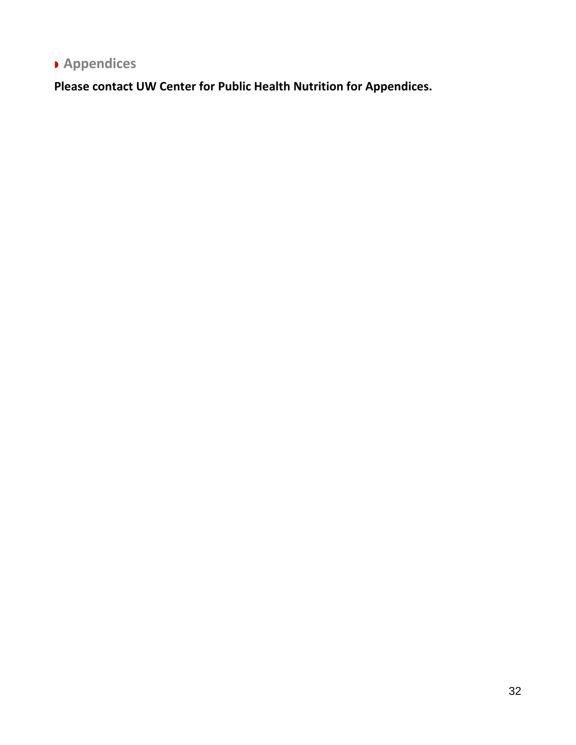## Appendices

**Please contact UW Center for Public Health Nutrition for Appendices.**